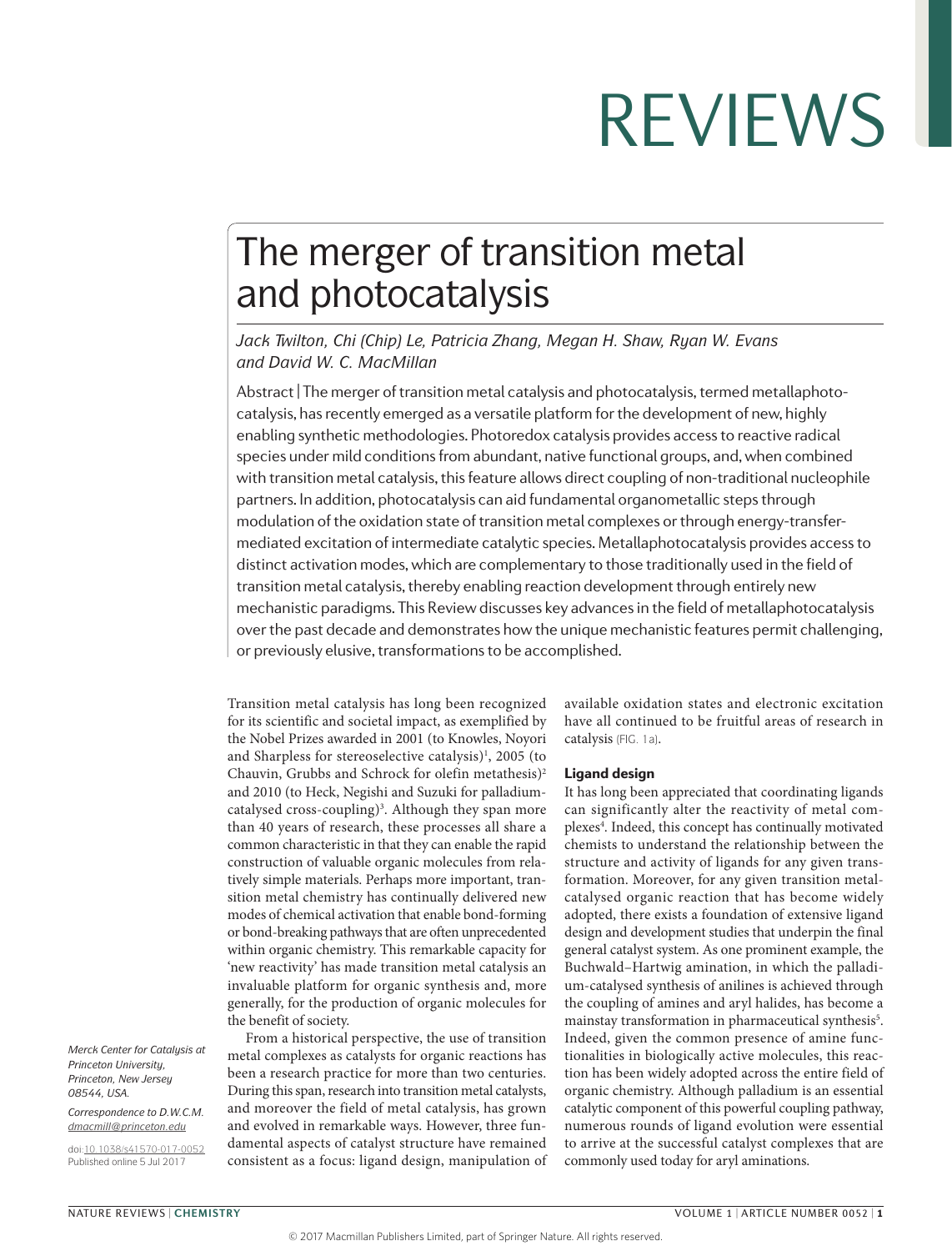# The merger of transition metal and photocatalysis

*Jack Twilton, Chi (Chip) Le, Patricia Zhang, Megan H. Shaw, Ryan W. Evans and David W. C. MacMillan*

Abstract | The merger of transition metal catalysis and photocatalysis, termed metallaphotocatalysis, has recently emerged as a versatile platform for the development of new, highly enabling synthetic methodologies. Photoredox catalysis provides access to reactive radical species under mild conditions from abundant, native functional groups, and, when combined with transition metal catalysis, this feature allows direct coupling of non-traditional nucleophile partners. In addition, photocatalysis can aid fundamental organometallic steps through modulation of the oxidation state of transition metal complexes or through energy-transfer-mediated excitation of intermediate catalytic species. Metallaphotocatalysis provides access to distinct activation modes, which are complementary to those traditionally used in the field of transition metal catalysis, thereby enabling reaction development through entirely new mechanistic paradigms. This Review discusses key advances in the field of metallaphotocatalysis over the past decade and demonstrates how the unique mechanistic features permit challenging, or previously elusive, transformations to be accomplished.

*Merck Center for Catalysis at Princeton University, Princeton, New Jersey 08544, USA.*

*Correspondence to D.W.C.M. dmacmill@princeton.edu*

doi:10.1038/s41570-017-0052
Published online 5 Jul 2017

Transition metal catalysis has long been recognized for its scientific and societal impact, as exemplified by the Nobel Prizes awarded in 2001 (to Knowles, Noyori and Sharpless for stereoselective catalysis)[1], 2005 (to Chauvin, Grubbs and Schrock for olefin metathesis)[2] and 2010 (to Heck, Negishi and Suzuki for palladium-catalysed cross-coupling)[3]. Although they span more than 40 years of research, these processes all share a common characteristic in that they can enable the rapid construction of valuable organic molecules from relatively simple materials. Perhaps more important, transition metal chemistry has continually delivered new modes of chemical activation that enable bond-forming or bond-breaking pathways that are often unprecedented within organic chemistry. This remarkable capacity for 'new reactivity' has made transition metal catalysis an invaluable platform for organic synthesis and, more generally, for the production of organic molecules for the benefit of society.

From a historical perspective, the use of transition metal complexes as catalysts for organic reactions has been a research practice for more than two centuries. During this span, research into transition metal catalysts, and moreover the field of metal catalysis, has grown and evolved in remarkable ways. However, three fundamental aspects of catalyst structure have remained consistent as a focus: ligand design, manipulation of available oxidation states and electronic excitation have all continued to be fruitful areas of research in catalysis (FIG. 1a).

## Ligand design

It has long been appreciated that coordinating ligands can significantly alter the reactivity of metal complexes[4]. Indeed, this concept has continually motivated chemists to understand the relationship between the structure and activity of ligands for any given transformation. Moreover, for any given transition metal-catalysed organic reaction that has become widely adopted, there exists a foundation of extensive ligand design and development studies that underpin the final general catalyst system. As one prominent example, the Buchwald–Hartwig amination, in which the palladium-catalysed synthesis of anilines is achieved through the coupling of amines and aryl halides, has become a mainstay transformation in pharmaceutical synthesis[5]. Indeed, given the common presence of amine functionalities in biologically active molecules, this reaction has been widely adopted across the entire field of organic chemistry. Although palladium is an essential catalytic component of this powerful coupling pathway, numerous rounds of ligand evolution were essential to arrive at the successful catalyst complexes that are commonly used today for aryl aminations.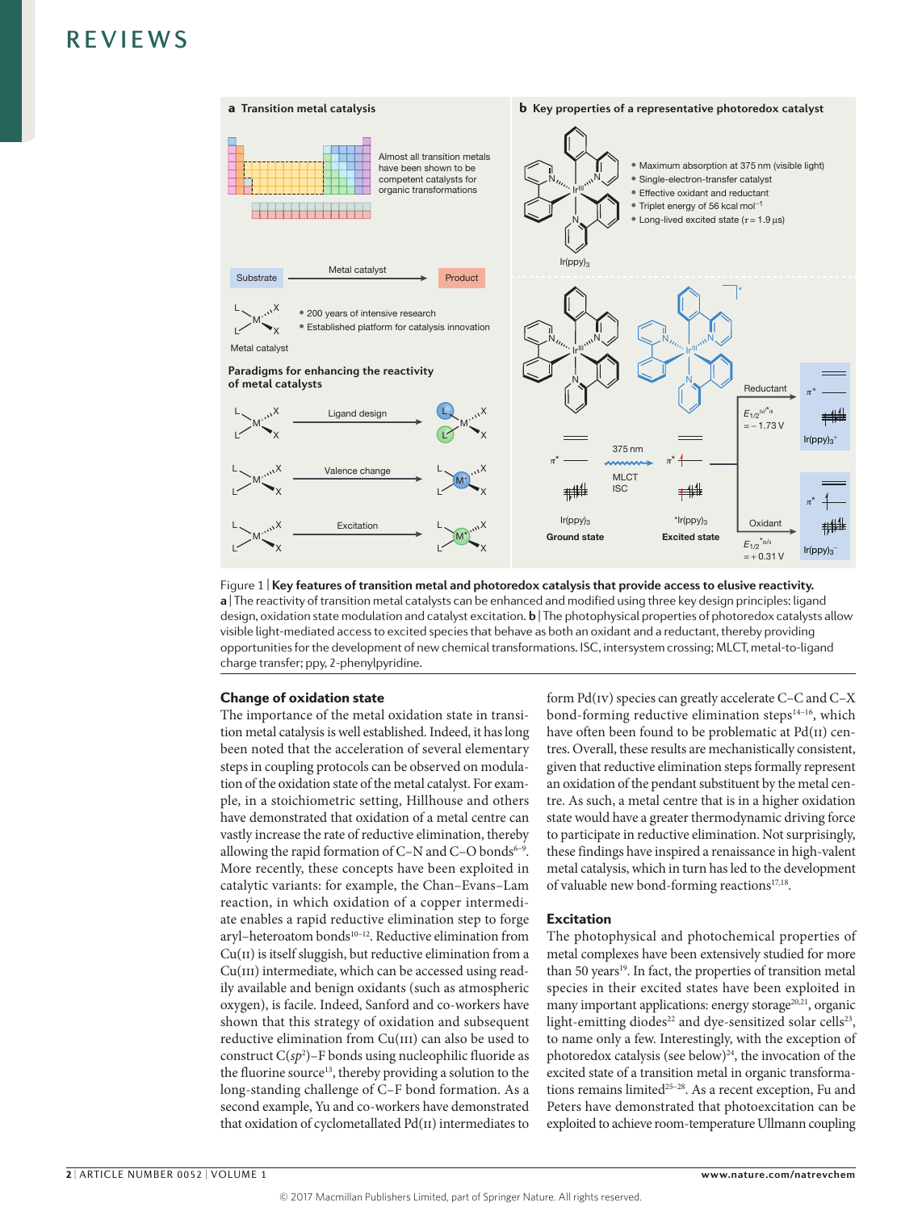Figure 1 | **Key features of transition metal and photoredox catalysis that provide access to elusive reactivity.** **a** | The reactivity of transition metal catalysts can be enhanced and modified using three key design principles: ligand design, oxidation state modulation and catalyst excitation. **b** | The photophysical properties of photoredox catalysts allow visible light-mediated access to excited species that behave as both an oxidant and a reductant, thereby providing opportunities for the development of new chemical transformations. ISC, intersystem crossing; MLCT, metal-to-ligand charge transfer; ppy, 2-phenylpyridine.

## Change of oxidation state

The importance of the metal oxidation state in transition metal catalysis is well established. Indeed, it has long been noted that the acceleration of several elementary steps in coupling protocols can be observed on modulation of the oxidation state of the metal catalyst. For example, in a stoichiometric setting, Hillhouse and others have demonstrated that oxidation of a metal centre can vastly increase the rate of reductive elimination, thereby allowing the rapid formation of C–N and C–O bonds[6–9]. More recently, these concepts have been exploited in catalytic variants: for example, the Chan–Evans–Lam reaction, in which oxidation of a copper intermediate enables a rapid reductive elimination step to forge aryl–heteroatom bonds[10–12]. Reductive elimination from Cu(II) is itself sluggish, but reductive elimination from a Cu(III) intermediate, which can be accessed using readily available and benign oxidants (such as atmospheric oxygen), is facile. Indeed, Sanford and co-workers have shown that this strategy of oxidation and subsequent reductive elimination from Cu(III) can also be used to construct C($sp^2$)–F bonds using nucleophilic fluoride as the fluorine source[13], thereby providing a solution to the long-standing challenge of C–F bond formation. As a second example, Yu and co-workers have demonstrated that oxidation of cyclometallated Pd(II) intermediates to form Pd(IV) species can greatly accelerate C–C and C–X bond-forming reductive elimination steps[14–16], which have often been found to be problematic at Pd(II) centres. Overall, these results are mechanistically consistent, given that reductive elimination steps formally represent an oxidation of the pendant substituent by the metal centre. As such, a metal centre that is in a higher oxidation state would have a greater thermodynamic driving force to participate in reductive elimination. Not surprisingly, these findings have inspired a renaissance in high-valent metal catalysis, which in turn has led to the development of valuable new bond-forming reactions[17,18].

## Excitation

The photophysical and photochemical properties of metal complexes have been extensively studied for more than 50 years[19]. In fact, the properties of transition metal species in their excited states have been exploited in many important applications: energy storage[20,21], organic light-emitting diodes[22] and dye-sensitized solar cells[23], to name only a few. Interestingly, with the exception of photoredox catalysis (see below)[24], the invocation of the excited state of a transition metal in organic transformations remains limited[25–28]. As a recent exception, Fu and Peters have demonstrated that photoexcitation can be exploited to achieve room-temperature Ullmann coupling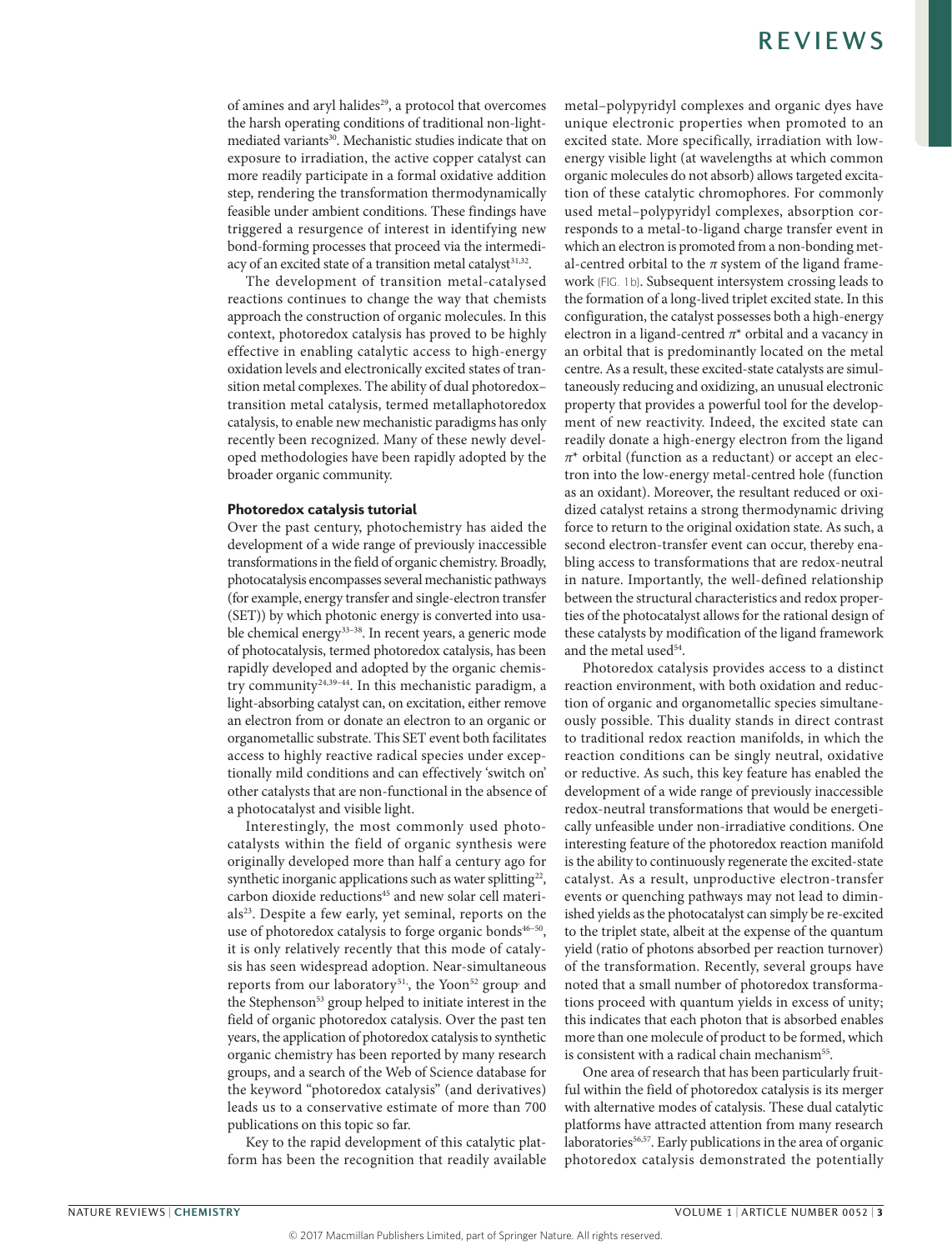of amines and aryl halides[29], a protocol that overcomes the harsh operating conditions of traditional non-light-mediated variants[30]. Mechanistic studies indicate that on exposure to irradiation, the active copper catalyst can more readily participate in a formal oxidative addition step, rendering the transformation thermodynamically feasible under ambient conditions. These findings have triggered a resurgence of interest in identifying new bond-forming processes that proceed via the intermediacy of an excited state of a transition metal catalyst[31,32].

The development of transition metal-catalysed reactions continues to change the way that chemists approach the construction of organic molecules. In this context, photoredox catalysis has proved to be highly effective in enabling catalytic access to high-energy oxidation levels and electronically excited states of transition metal complexes. The ability of dual photoredox–transition metal catalysis, termed metallaphotoredox catalysis, to enable new mechanistic paradigms has only recently been recognized. Many of these newly developed methodologies have been rapidly adopted by the broader organic community.

## Photoredox catalysis tutorial

Over the past century, photochemistry has aided the development of a wide range of previously inaccessible transformations in the field of organic chemistry. Broadly, photocatalysis encompasses several mechanistic pathways (for example, energy transfer and single-electron transfer (SET)) by which photonic energy is converted into usable chemical energy[33–38]. In recent years, a generic mode of photocatalysis, termed photoredox catalysis, has been rapidly developed and adopted by the organic chemistry community[24,39–44]. In this mechanistic paradigm, a light-absorbing catalyst can, on excitation, either remove an electron from or donate an electron to an organic or organometallic substrate. This SET event both facilitates access to highly reactive radical species under exceptionally mild conditions and can effectively 'switch on' other catalysts that are non-functional in the absence of a photocatalyst and visible light.

Interestingly, the most commonly used photocatalysts within the field of organic synthesis were originally developed more than half a century ago for synthetic inorganic applications such as water splitting[22], carbon dioxide reductions[45] and new solar cell materials[23]. Despite a few early, yet seminal, reports on the use of photoredox catalysis to forge organic bonds[46–50], it is only relatively recently that this mode of catalysis has seen widespread adoption. Near-simultaneous reports from our laboratory[51], the Yoon[52] group and the Stephenson[53] group helped to initiate interest in the field of organic photoredox catalysis. Over the past ten years, the application of photoredox catalysis to synthetic organic chemistry has been reported by many research groups, and a search of the Web of Science database for the keyword "photoredox catalysis" (and derivatives) leads us to a conservative estimate of more than 700 publications on this topic so far.

Key to the rapid development of this catalytic platform has been the recognition that readily available metal–polypyridyl complexes and organic dyes have unique electronic properties when promoted to an excited state. More specifically, irradiation with low-energy visible light (at wavelengths at which common organic molecules do not absorb) allows targeted excitation of these catalytic chromophores. For commonly used metal–polypyridyl complexes, absorption corresponds to a metal-to-ligand charge transfer event in which an electron is promoted from a non-bonding metal-centred orbital to the $\pi$ system of the ligand framework (FIG. 1b). Subsequent intersystem crossing leads to the formation of a long-lived triplet excited state. In this configuration, the catalyst possesses both a high-energy electron in a ligand-centred $\pi^*$ orbital and a vacancy in an orbital that is predominantly located on the metal centre. As a result, these excited-state catalysts are simultaneously reducing and oxidizing, an unusual electronic property that provides a powerful tool for the development of new reactivity. Indeed, the excited state can readily donate a high-energy electron from the ligand $\pi^*$ orbital (function as a reductant) or accept an electron into the low-energy metal-centred hole (function as an oxidant). Moreover, the resultant reduced or oxidized catalyst retains a strong thermodynamic driving force to return to the original oxidation state. As such, a second electron-transfer event can occur, thereby enabling access to transformations that are redox-neutral in nature. Importantly, the well-defined relationship between the structural characteristics and redox properties of the photocatalyst allows for the rational design of these catalysts by modification of the ligand framework and the metal used[54].

Photoredox catalysis provides access to a distinct reaction environment, with both oxidation and reduction of organic and organometallic species simultaneously possible. This duality stands in direct contrast to traditional redox reaction manifolds, in which the reaction conditions can be singly neutral, oxidative or reductive. As such, this key feature has enabled the development of a wide range of previously inaccessible redox-neutral transformations that would be energetically unfeasible under non-irradiative conditions. One interesting feature of the photoredox reaction manifold is the ability to continuously regenerate the excited-state catalyst. As a result, unproductive electron-transfer events or quenching pathways may not lead to diminished yields as the photocatalyst can simply be re-excited to the triplet state, albeit at the expense of the quantum yield (ratio of photons absorbed per reaction turnover) of the transformation. Recently, several groups have noted that a small number of photoredox transformations proceed with quantum yields in excess of unity; this indicates that each photon that is absorbed enables more than one molecule of product to be formed, which is consistent with a radical chain mechanism[55].

One area of research that has been particularly fruitful within the field of photoredox catalysis is its merger with alternative modes of catalysis. These dual catalytic platforms have attracted attention from many research laboratories[56,57]. Early publications in the area of organic photoredox catalysis demonstrated the potentially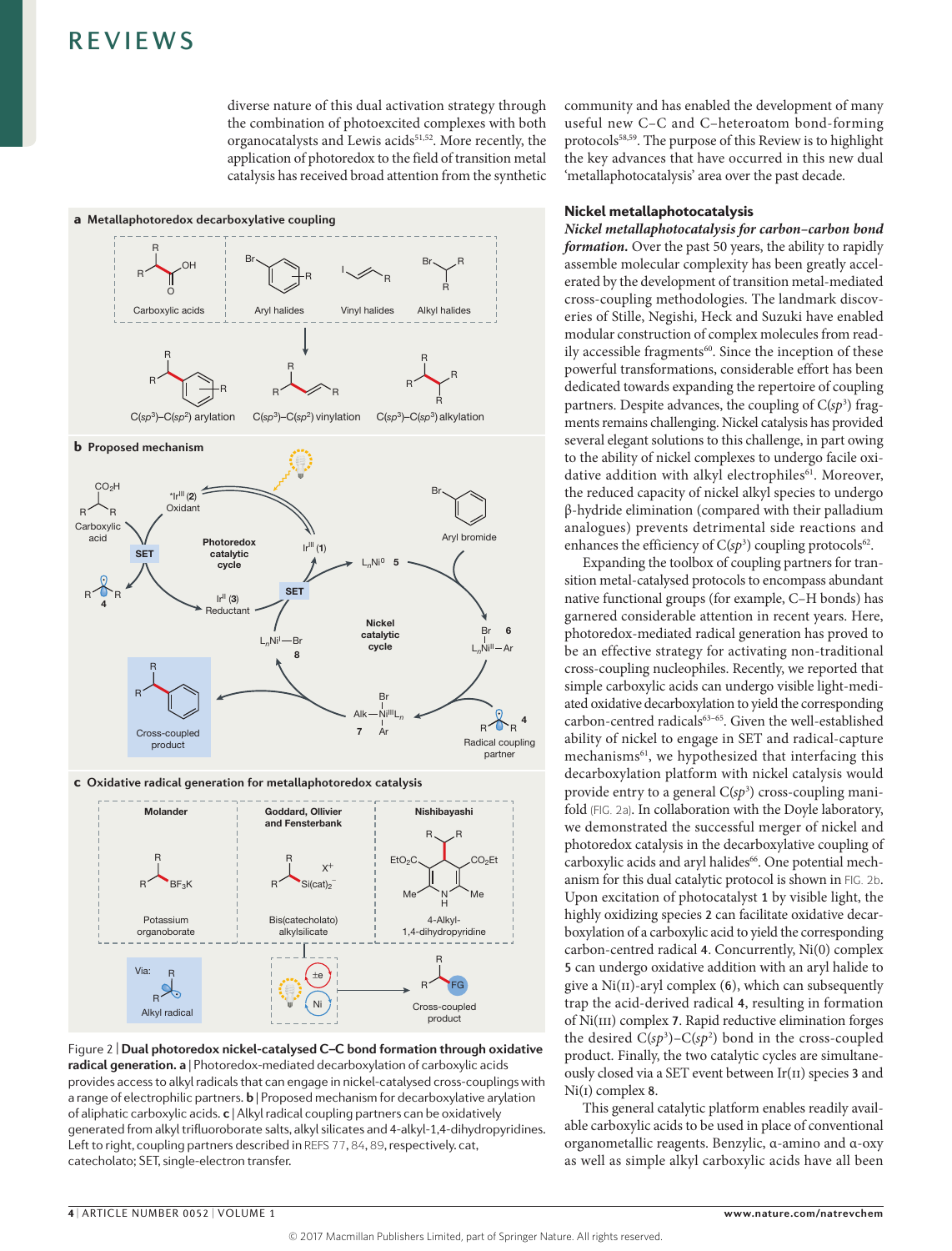diverse nature of this dual activation strategy through the combination of photoexcited complexes with both organocatalysts and Lewis acids[51,52]. More recently, the application of photoredox to the field of transition metal catalysis has received broad attention from the synthetic community and has enabled the development of many useful new C–C and C–heteroatom bond-forming protocols[58,59]. The purpose of this Review is to highlight the key advances that have occurred in this new dual 'metallaphotocatalysis' area over the past decade.

Figure 2 | **Dual photoredox nickel-catalysed C–C bond formation through oxidative radical generation. a** | Photoredox-mediated decarboxylation of carboxylic acids provides access to alkyl radicals that can engage in nickel-catalysed cross-couplings with a range of electrophilic partners. **b** | Proposed mechanism for decarboxylative arylation of aliphatic carboxylic acids. **c** | Alkyl radical coupling partners can be oxidatively generated from alkyl trifluoroborate salts, alkyl silicates and 4-alkyl-1,4-dihydropyridines. Left to right, coupling partners described in REFS 77, 84, 89, respectively. cat, catecholato; SET, single-electron transfer.

## Nickel metallaphotocatalysis

***Nickel metallaphotocatalysis for carbon–carbon bond formation.*** Over the past 50 years, the ability to rapidly assemble molecular complexity has been greatly accelerated by the development of transition metal-mediated cross-coupling methodologies. The landmark discoveries of Stille, Negishi, Heck and Suzuki have enabled modular construction of complex molecules from readily accessible fragments[60]. Since the inception of these powerful transformations, considerable effort has been dedicated towards expanding the repertoire of coupling partners. Despite advances, the coupling of C($sp^3$) fragments remains challenging. Nickel catalysis has provided several elegant solutions to this challenge, in part owing to the ability of nickel complexes to undergo facile oxidative addition with alkyl electrophiles[61]. Moreover, the reduced capacity of nickel alkyl species to undergo β-hydride elimination (compared with their palladium analogues) prevents detrimental side reactions and enhances the efficiency of C($sp^3$) coupling protocols[62].

Expanding the toolbox of coupling partners for transition metal-catalysed protocols to encompass abundant native functional groups (for example, C–H bonds) has garnered considerable attention in recent years. Here, photoredox-mediated radical generation has proved to be an effective strategy for activating non-traditional cross-coupling nucleophiles. Recently, we reported that simple carboxylic acids can undergo visible light-mediated oxidative decarboxylation to yield the corresponding carbon-centred radicals[63–65]. Given the well-established ability of nickel to engage in SET and radical-capture mechanisms[61], we hypothesized that interfacing this decarboxylation platform with nickel catalysis would provide entry to a general C($sp^3$) cross-coupling manifold (FIG. 2a). In collaboration with the Doyle laboratory, we demonstrated the successful merger of nickel and photoredox catalysis in the decarboxylative coupling of carboxylic acids and aryl halides[66]. One potential mechanism for this dual catalytic protocol is shown in FIG. 2b. Upon excitation of photocatalyst **1** by visible light, the highly oxidizing species **2** can facilitate oxidative decarboxylation of a carboxylic acid to yield the corresponding carbon-centred radical **4**. Concurrently, Ni(0) complex **5** can undergo oxidative addition with an aryl halide to give a Ni(II)-aryl complex (**6**), which can subsequently trap the acid-derived radical **4**, resulting in formation of Ni(III) complex **7**. Rapid reductive elimination forges the desired C($sp^3$)–C($sp^2$) bond in the cross-coupled product. Finally, the two catalytic cycles are simultaneously closed via a SET event between Ir(II) species **3** and Ni(I) complex **8**.

This general catalytic platform enables readily available carboxylic acids to be used in place of conventional organometallic reagents. Benzylic, α-amino and α-oxy as well as simple alkyl carboxylic acids have all been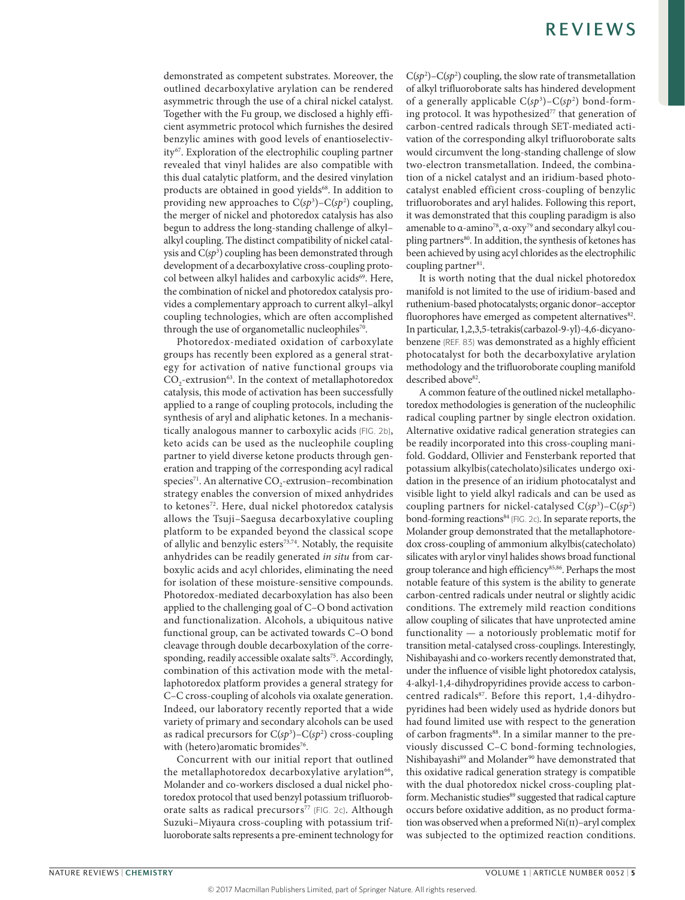demonstrated as competent substrates. Moreover, the outlined decarboxylative arylation can be rendered asymmetric through the use of a chiral nickel catalyst. Together with the Fu group, we disclosed a highly efficient asymmetric protocol which furnishes the desired benzylic amines with good levels of enantioselectivity[67]. Exploration of the electrophilic coupling partner revealed that vinyl halides are also compatible with this dual catalytic platform, and the desired vinylation products are obtained in good yields[68]. In addition to providing new approaches to C($sp^3$)–C($sp^2$) coupling, the merger of nickel and photoredox catalysis has also begun to address the long-standing challenge of alkyl–alkyl coupling. The distinct compatibility of nickel catalysis and C($sp^3$) coupling has been demonstrated through development of a decarboxylative cross-coupling protocol between alkyl halides and carboxylic acids[69]. Here, the combination of nickel and photoredox catalysis provides a complementary approach to current alkyl–alkyl coupling technologies, which are often accomplished through the use of organometallic nucleophiles[70].

Photoredox-mediated oxidation of carboxylate groups has recently been explored as a general strategy for activation of native functional groups via $CO_2$-extrusion[63]. In the context of metallaphotoredox catalysis, this mode of activation has been successfully applied to a range of coupling protocols, including the synthesis of aryl and aliphatic ketones. In a mechanistically analogous manner to carboxylic acids (FIG. 2b), keto acids can be used as the nucleophile coupling partner to yield diverse ketone products through generation and trapping of the corresponding acyl radical species[71]. An alternative $CO_2$-extrusion–recombination strategy enables the conversion of mixed anhydrides to ketones[72]. Here, dual nickel photoredox catalysis allows the Tsuji–Saegusa decarboxylative coupling platform to be expanded beyond the classical scope of allylic and benzylic esters[73,74]. Notably, the requisite anhydrides can be readily generated *in situ* from carboxylic acids and acyl chlorides, eliminating the need for isolation of these moisture-sensitive compounds. Photoredox-mediated decarboxylation has also been applied to the challenging goal of C–O bond activation and functionalization. Alcohols, a ubiquitous native functional group, can be activated towards C–O bond cleavage through double decarboxylation of the corresponding, readily accessible oxalate salts[75]. Accordingly, combination of this activation mode with the metallaphotoredox platform provides a general strategy for C–C cross-coupling of alcohols via oxalate generation. Indeed, our laboratory recently reported that a wide variety of primary and secondary alcohols can be used as radical precursors for C($sp^3$)–C($sp^2$) cross-coupling with (hetero)aromatic bromides[76].

Concurrent with our initial report that outlined the metallaphotoredox decarboxylative arylation[66], Molander and co-workers disclosed a dual nickel photoredox protocol that used benzyl potassium trifluoroborate salts as radical precursors[77] (FIG. 2c). Although Suzuki–Miyaura cross-coupling with potassium trifluoroborate salts represents a pre-eminent technology for C($sp^2$)–C($sp^2$) coupling, the slow rate of transmetallation of alkyl trifluoroborate salts has hindered development of a generally applicable C($sp^3$)–C($sp^2$) bond-forming protocol. It was hypothesized[77] that generation of carbon-centred radicals through SET-mediated activation of the corresponding alkyl trifluoroborate salts would circumvent the long-standing challenge of slow two-electron transmetallation. Indeed, the combination of a nickel catalyst and an iridium-based photocatalyst enabled efficient cross-coupling of benzylic trifluoroborates and aryl halides. Following this report, it was demonstrated that this coupling paradigm is also amenable to α-amino[78], α-oxy[79] and secondary alkyl coupling partners[80]. In addition, the synthesis of ketones has been achieved by using acyl chlorides as the electrophilic coupling partner[81].

It is worth noting that the dual nickel photoredox manifold is not limited to the use of iridium-based and ruthenium-based photocatalysts; organic donor–acceptor fluorophores have emerged as competent alternatives[82]. In particular, 1,2,3,5-tetrakis(carbazol-9-yl)-4,6-dicyanobenzene (REF. 83) was demonstrated as a highly efficient photocatalyst for both the decarboxylative arylation methodology and the trifluoroborate coupling manifold described above[82].

A common feature of the outlined nickel metallaphotoredox methodologies is generation of the nucleophilic radical coupling partner by single electron oxidation. Alternative oxidative radical generation strategies can be readily incorporated into this cross-coupling manifold. Goddard, Ollivier and Fensterbank reported that potassium alkylbis(catecholato)silicates undergo oxidation in the presence of an iridium photocatalyst and visible light to yield alkyl radicals and can be used as coupling partners for nickel-catalysed C($sp^3$)–C($sp^2$) bond-forming reactions[84] (FIG. 2c). In separate reports, the Molander group demonstrated that the metallaphotoredox cross-coupling of ammonium alkylbis(catecholato) silicates with aryl or vinyl halides shows broad functional group tolerance and high efficiency[85,86]. Perhaps the most notable feature of this system is the ability to generate carbon-centred radicals under neutral or slightly acidic conditions. The extremely mild reaction conditions allow coupling of silicates that have unprotected amine functionality — a notoriously problematic motif for transition metal-catalysed cross-couplings. Interestingly, Nishibayashi and co-workers recently demonstrated that, under the influence of visible light photoredox catalysis, 4-alkyl-1,4-dihydropyridines provide access to carbon-centred radicals[87]. Before this report, 1,4-dihydropyridines had been widely used as hydride donors but had found limited use with respect to the generation of carbon fragments[88]. In a similar manner to the previously discussed C–C bond-forming technologies, Nishibayashi[89] and Molander[90] have demonstrated that this oxidative radical generation strategy is compatible with the dual photoredox nickel cross-coupling platform. Mechanistic studies[89] suggested that radical capture occurs before oxidative addition, as no product formation was observed when a preformed Ni(II)–aryl complex was subjected to the optimized reaction conditions.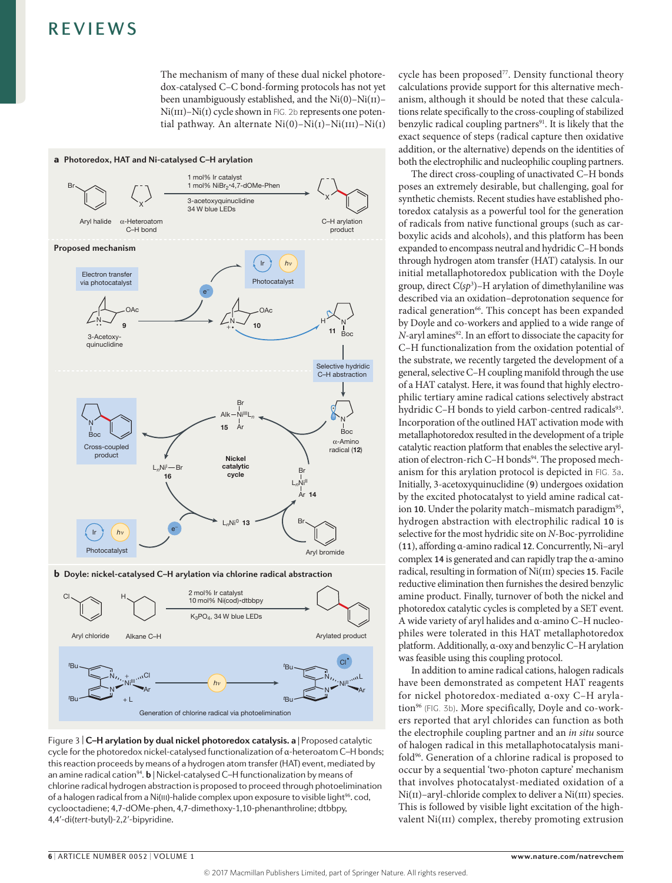The mechanism of many of these dual nickel photoredox-catalysed C–C bond-forming protocols has not yet been unambiguously established, and the Ni(0)–Ni(I)–Ni(III)–Ni(I) cycle shown in FIG. 2b represents one potential pathway. An alternate Ni(0)–Ni(I)–Ni(III)–Ni(I) cycle has been proposed[77]. Density functional theory calculations provide support for this alternative mechanism, although it should be noted that these calculations relate specifically to the cross-coupling of stabilized benzylic radical coupling partners[91]. It is likely that the exact sequence of steps (radical capture then oxidative addition, or the alternative) depends on the identities of both the electrophilic and nucleophilic coupling partners.

The direct cross-coupling of unactivated C–H bonds poses an extremely desirable, but challenging, goal for synthetic chemists. Recent studies have established photoredox catalysis as a powerful tool for the generation of radicals from native functional groups (such as carboxylic acids and alcohols), and this platform has been expanded to encompass neutral and hydridic C–H bonds through hydrogen atom transfer (HAT) catalysis. In our initial metallaphotoredox publication with the Doyle group, direct C($sp^3$)–H arylation of dimethylaniline was described via an oxidation–deprotonation sequence for radical generation[66]. This concept has been expanded by Doyle and co-workers and applied to a wide range of *N*-aryl amines[92]. In an effort to dissociate the capacity for C–H functionalization from the oxidation potential of the substrate, we recently targeted the development of a general, selective C–H coupling manifold through the use of a HAT catalyst. Here, it was found that highly electrophilic tertiary amine radical cations selectively abstract hydridic C–H bonds to yield carbon-centred radicals[93]. Incorporation of the outlined HAT activation mode with metallaphotoredox resulted in the development of a triple catalytic reaction platform that enables the selective arylation of electron-rich C–H bonds[94]. The proposed mechanism for this arylation protocol is depicted in FIG. 3a. Initially, 3-acetoxyquinuclidine (**9**) undergoes oxidation by the excited photocatalyst to yield amine radical cation **10**. Under the polarity match–mismatch paradigm[95], hydrogen abstraction with electrophilic radical **10** is selective for the most hydridic site on *N*-Boc-pyrrolidine (**11**), affording α-amino radical **12**. Concurrently, Ni–aryl complex **14** is generated and can rapidly trap the α-amino radical, resulting in formation of Ni(III) species **15**. Facile reductive elimination then furnishes the desired benzylic amine product. Finally, turnover of both the nickel and photoredox catalytic cycles is completed by a SET event. A wide variety of aryl halides and α-amino C–H nucleophiles were tolerated in this HAT metallaphotoredox platform. Additionally, α-oxy and benzylic C–H arylation was feasible using this coupling protocol.

In addition to amine radical cations, halogen radicals have been demonstrated as competent HAT reagents for nickel photoredox-mediated α-oxy C–H arylation[96] (FIG. 3b). More specifically, Doyle and co-workers reported that aryl chlorides can function as both the electrophile coupling partner and an *in situ* source of halogen radical in this metallaphotocatalysis manifold[96]. Generation of a chlorine radical is proposed to occur by a sequential 'two-photon capture' mechanism that involves photocatalyst-mediated oxidation of a Ni(II)–aryl-chloride complex to deliver a Ni(III) species. This is followed by visible light excitation of the high-valent Ni(III) complex, thereby promoting extrusion

Figure 3 | **C–H arylation by dual nickel photoredox catalysis. a** | Proposed catalytic cycle for the photoredox nickel-catalysed functionalization of α-heteroatom C–H bonds; this reaction proceeds by means of a hydrogen atom transfer (HAT) event, mediated by an amine radical cation[94]. **b** | Nickel-catalysed C–H functionalization by means of chlorine radical hydrogen abstraction is proposed to proceed through photoelimination of a halogen radical from a Ni(III)-halide complex upon exposure to visible light[96]. cod, cyclooctadiene; 4,7-dOMe-phen, 4,7-dimethoxy-1,10-phenanthroline; dtbbpy, 4,4′-di(*tert*-butyl)-2,2′-bipyridine.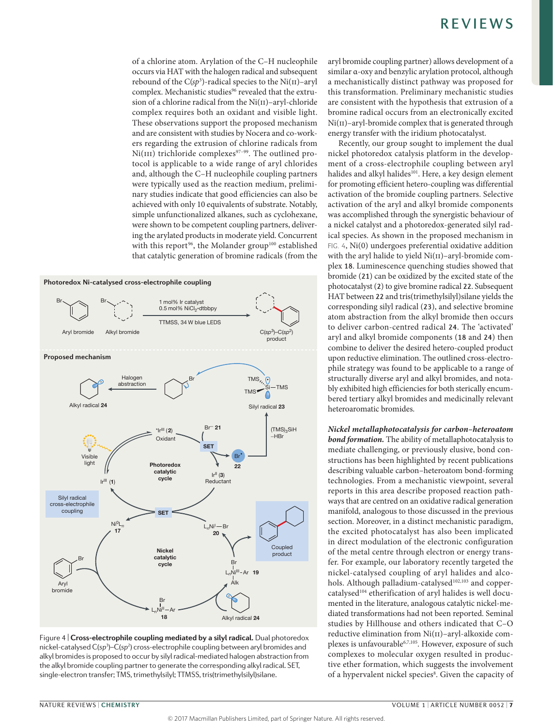of a chlorine atom. Arylation of the C–H nucleophile occurs via HAT with the halogen radical and subsequent rebound of the C($sp^3$)-radical species to the Ni(II)–aryl complex. Mechanistic studies[96] revealed that the extrusion of a chlorine radical from the Ni(II)–aryl-chloride complex requires both an oxidant and visible light. These observations support the proposed mechanism and are consistent with studies by Nocera and co-workers regarding the extrusion of chlorine radicals from Ni(III) trichloride complexes[97–99]. The outlined protocol is applicable to a wide range of aryl chlorides and, although the C–H nucleophile coupling partners were typically used as the reaction medium, preliminary studies indicate that good efficiencies can also be achieved with only 10 equivalents of substrate. Notably, simple unfunctionalized alkanes, such as cyclohexane, were shown to be competent coupling partners, delivering the arylated products in moderate yield. Concurrent with this report[96], the Molander group[100] established that catalytic generation of bromine radicals (from the aryl bromide coupling partner) allows development of a similar α-oxy and benzylic arylation protocol, although a mechanistically distinct pathway was proposed for this transformation. Preliminary mechanistic studies are consistent with the hypothesis that extrusion of a bromine radical occurs from an electronically excited Ni(II)–aryl-bromide complex that is generated through energy transfer with the iridium photocatalyst.

Recently, our group sought to implement the dual nickel photoredox catalysis platform in the development of a cross-electrophile coupling between aryl halides and alkyl halides[101]. Here, a key design element for promoting efficient hetero-coupling was differential activation of the bromide coupling partners. Selective activation of the aryl and alkyl bromide components was accomplished through the synergistic behaviour of a nickel catalyst and a photoredox-generated silyl radical species. As shown in the proposed mechanism in FIG. 4, Ni(0) undergoes preferential oxidative addition with the aryl halide to yield Ni(II)–aryl-bromide complex **18**. Luminescence quenching studies showed that bromide (**21**) can be oxidized by the excited state of the photocatalyst (**2**) to give bromine radical **22**. Subsequent HAT between **22** and tris(trimethylsilyl)silane yields the corresponding silyl radical (**23**), and selective bromine atom abstraction from the alkyl bromide then occurs to deliver carbon-centred radical **24**. The 'activated' aryl and alkyl bromide components (**18** and **24**) then combine to deliver the desired hetero-coupled product upon reductive elimination. The outlined cross-electrophile strategy was found to be applicable to a range of structurally diverse aryl and alkyl bromides, and notably exhibited high efficiencies for both sterically encumbered tertiary alkyl bromides and medicinally relevant heteroaromatic bromides.

Figure 4 | **Cross-electrophile coupling mediated by a silyl radical.** Dual photoredox nickel-catalysed C($sp^3$)–C($sp^2$) cross-electrophile coupling between aryl bromides and alkyl bromides is proposed to occur by silyl radical-mediated halogen abstraction from the alkyl bromide coupling partner to generate the corresponding alkyl radical. SET, single-electron transfer; TMS, trimethylsilyl; TTMSS, tris(trimethylsilyl)silane.

***Nickel metallaphotocatalysis for carbon–heteroatom bond formation.*** The ability of metallaphotocatalysis to mediate challenging, or previously elusive, bond constructions has been highlighted by recent publications describing valuable carbon–heteroatom bond-forming technologies. From a mechanistic viewpoint, several reports in this area describe proposed reaction pathways that are centred on an oxidative radical generation manifold, analogous to those discussed in the previous section. Moreover, in a distinct mechanistic paradigm, the excited photocatalyst has also been implicated in direct modulation of the electronic configuration of the metal centre through electron or energy transfer. For example, our laboratory recently targeted the nickel-catalysed coupling of aryl halides and alcohols. Although palladium-catalysed[102,103] and copper-catalysed[104] etherification of aryl halides is well documented in the literature, analogous catalytic nickel-mediated transformations had not been reported. Seminal studies by Hillhouse and others indicated that C–O reductive elimination from Ni(II)–aryl-alkoxide complexes is unfavourable[6,7,105]. However, exposure of such complexes to molecular oxygen resulted in productive ether formation, which suggests the involvement of a hypervalent nickel species[8]. Given the capacity of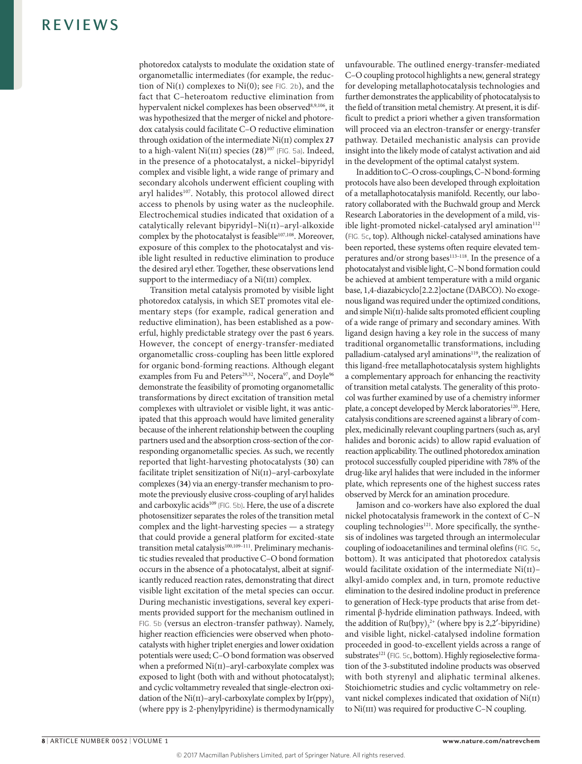photoredox catalysts to modulate the oxidation state of organometallic intermediates (for example, the reduction of Ni(I) complexes to Ni(0); see FIG. 2b), and the fact that C–heteroatom reductive elimination from hypervalent nickel complexes has been observed[8,9,106], it was hypothesized that the merger of nickel and photoredox catalysis could facilitate C–O reductive elimination through oxidation of the intermediate Ni(II) complex **27** to a high-valent Ni(III) species (**28**)[107] (FIG. 5a). Indeed, in the presence of a photocatalyst, a nickel–bipyridyl complex and visible light, a wide range of primary and secondary alcohols underwent efficient coupling with aryl halides[107]. Notably, this protocol allowed direct access to phenols by using water as the nucleophile. Electrochemical studies indicated that oxidation of a catalytically relevant bipyridyl–Ni(II)–aryl-alkoxide complex by the photocatalyst is feasible[107,108]. Moreover, exposure of this complex to the photocatalyst and visible light resulted in reductive elimination to produce the desired aryl ether. Together, these observations lend support to the intermediacy of a Ni(III) complex.

Transition metal catalysis promoted by visible light photoredox catalysis, in which SET promotes vital elementary steps (for example, radical generation and reductive elimination), has been established as a powerful, highly predictable strategy over the past 6 years. However, the concept of energy-transfer-mediated organometallic cross-coupling has been little explored for organic bond-forming reactions. Although elegant examples from Fu and Peters[29,32], Nocera[97], and Doyle[96] demonstrate the feasibility of promoting organometallic transformations by direct excitation of transition metal complexes with ultraviolet or visible light, it was anticipated that this approach would have limited generality because of the inherent relationship between the coupling partners used and the absorption cross-section of the corresponding organometallic species. As such, we recently reported that light-harvesting photocatalysts (**30**) can facilitate triplet sensitization of Ni(II)–aryl-carboxylate complexes (**34**) via an energy-transfer mechanism to promote the previously elusive cross-coupling of aryl halides and carboxylic acids[109] (FIG. 5b). Here, the use of a discrete photosensitizer separates the roles of the transition metal complex and the light-harvesting species — a strategy that could provide a general platform for excited-state transition metal catalysis[100,109–111]. Preliminary mechanistic studies revealed that productive C–O bond formation occurs in the absence of a photocatalyst, albeit at significantly reduced reaction rates, demonstrating that direct visible light excitation of the metal species can occur. During mechanistic investigations, several key experiments provided support for the mechanism outlined in FIG. 5b (versus an electron-transfer pathway). Namely, higher reaction efficiencies were observed when photocatalysts with higher triplet energies and lower oxidation potentials were used; C–O bond formation was observed when a preformed Ni(II)–aryl-carboxylate complex was exposed to light (both with and without photocatalyst); and cyclic voltammetry revealed that single-electron oxidation of the Ni(II)–aryl-carboxylate complex by $Ir(ppy)_3$ (where ppy is 2-phenylpyridine) is thermodynamically unfavourable. The outlined energy-transfer-mediated C–O coupling protocol highlights a new, general strategy for developing metallaphotocatalysis technologies and further demonstrates the applicability of photocatalysis to the field of transition metal chemistry. At present, it is difficult to predict a priori whether a given transformation will proceed via an electron-transfer or energy-transfer pathway. Detailed mechanistic analysis can provide insight into the likely mode of catalyst activation and aid in the development of the optimal catalyst system.

In addition to C–O cross-couplings, C–N bond-forming protocols have also been developed through exploitation of a metallaphotocatalysis manifold. Recently, our laboratory collaborated with the Buchwald group and Merck Research Laboratories in the development of a mild, visible light-promoted nickel-catalysed aryl amination[112] (FIG. 5c, top). Although nickel-catalysed aminations have been reported, these systems often require elevated temperatures and/or strong bases[113–118]. In the presence of a photocatalyst and visible light, C–N bond formation could be achieved at ambient temperature with a mild organic base, 1,4-diazabicyclo[2.2.2]octane (DABCO). No exogenous ligand was required under the optimized conditions, and simple Ni(II)-halide salts promoted efficient coupling of a wide range of primary and secondary amines. With ligand design having a key role in the success of many traditional organometallic transformations, including palladium-catalysed aryl aminations[119], the realization of this ligand-free metallaphotocatalysis system highlights a complementary approach for enhancing the reactivity of transition metal catalysts. The generality of this protocol was further examined by use of a chemistry informer plate, a concept developed by Merck laboratories[120]. Here, catalysis conditions are screened against a library of complex, medicinally relevant coupling partners (such as, aryl halides and boronic acids) to allow rapid evaluation of reaction applicability. The outlined photoredox amination protocol successfully coupled piperidine with 78% of the drug-like aryl halides that were included in the informer plate, which represents one of the highest success rates observed by Merck for an amination procedure.

Jamison and co-workers have also explored the dual nickel photocatalysis framework in the context of C–N coupling technologies[121]. More specifically, the synthesis of indolines was targeted through an intermolecular coupling of iodoacetanilines and terminal olefins (FIG. 5c, bottom). It was anticipated that photoredox catalysis would facilitate oxidation of the intermediate Ni(II)–alkyl-amido complex and, in turn, promote reductive elimination to the desired indoline product in preference to generation of Heck-type products that arise from detrimental β-hydride elimination pathways. Indeed, with the addition of $Ru(bpy)_3^{2+}$ (where bpy is 2,2′-bipyridine) and visible light, nickel-catalysed indoline formation proceeded in good-to-excellent yields across a range of substrates[121] (FIG. 5c, bottom). Highly regioselective formation of the 3-substituted indoline products was observed with both styrenyl and aliphatic terminal alkenes. Stoichiometric studies and cyclic voltammetry on relevant nickel complexes indicated that oxidation of Ni(II) to Ni(III) was required for productive C–N coupling.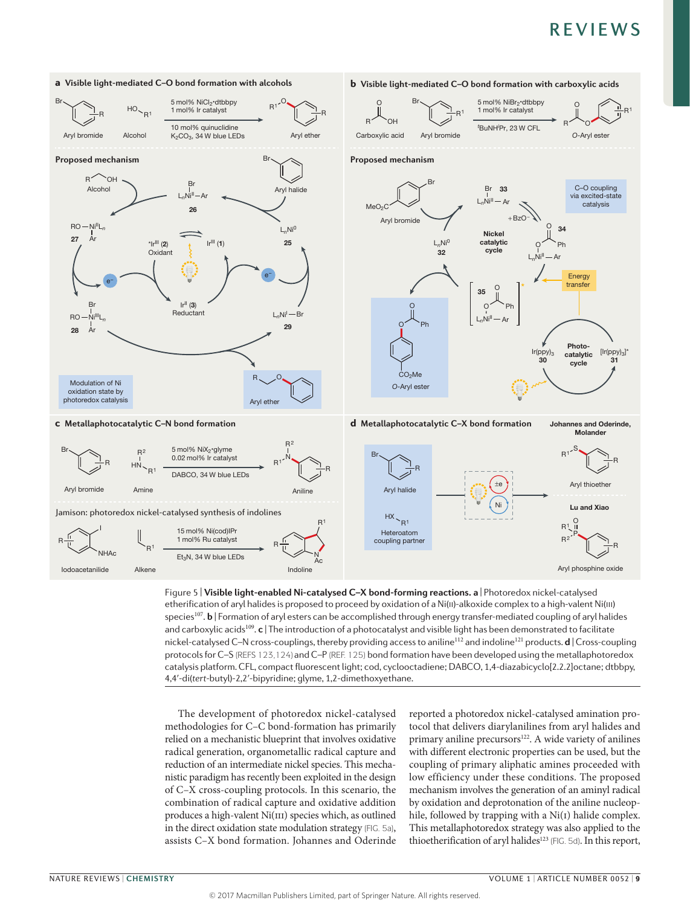Figure 5 | **Visible light-enabled Ni-catalysed C–X bond-forming reactions. a** | Photoredox nickel-catalysed etherification of aryl halides is proposed to proceed by oxidation of a Ni(II)-alkoxide complex to a high-valent Ni(III) species[107]. **b** | Formation of aryl esters can be accomplished through energy transfer-mediated coupling of aryl halides and carboxylic acids[109]. **c** | The introduction of a photocatalyst and visible light has been demonstrated to facilitate nickel-catalysed C–N cross-couplings, thereby providing access to aniline[112] and indoline[121] products. **d** | Cross-coupling protocols for C–S (REFS 123,124) and C–P (REF. 125) bond formation have been developed using the metallaphotoredox catalysis platform. CFL, compact fluorescent light; cod, cyclooctadiene; DABCO, 1,4-diazabicyclo[2.2.2]octane; dtbbpy, 4,4′-di(*tert*-butyl)-2,2′-bipyridine; glyme, 1,2-dimethoxyethane.

The development of photoredox nickel-catalysed methodologies for C–C bond-formation has primarily relied on a mechanistic blueprint that involves oxidative radical generation, organometallic radical capture and reduction of an intermediate nickel species. This mechanistic paradigm has recently been exploited in the design of C–X cross-coupling protocols. In this scenario, the combination of radical capture and oxidative addition produces a high-valent Ni(III) species which, as outlined in the direct oxidation state modulation strategy (FIG. 5a), assists C–X bond formation. Johannes and Oderinde reported a photoredox nickel-catalysed amination protocol that delivers diarylanilines from aryl halides and primary aniline precursors[122]. A wide variety of anilines with different electronic properties can be used, but the coupling of primary aliphatic amines proceeded with low efficiency under these conditions. The proposed mechanism involves the generation of an aminyl radical by oxidation and deprotonation of the aniline nucleophile, followed by trapping with a Ni(I) halide complex. This metallaphotoredox strategy was also applied to the thioetherification of aryl halides[123] (FIG. 5d). In this report,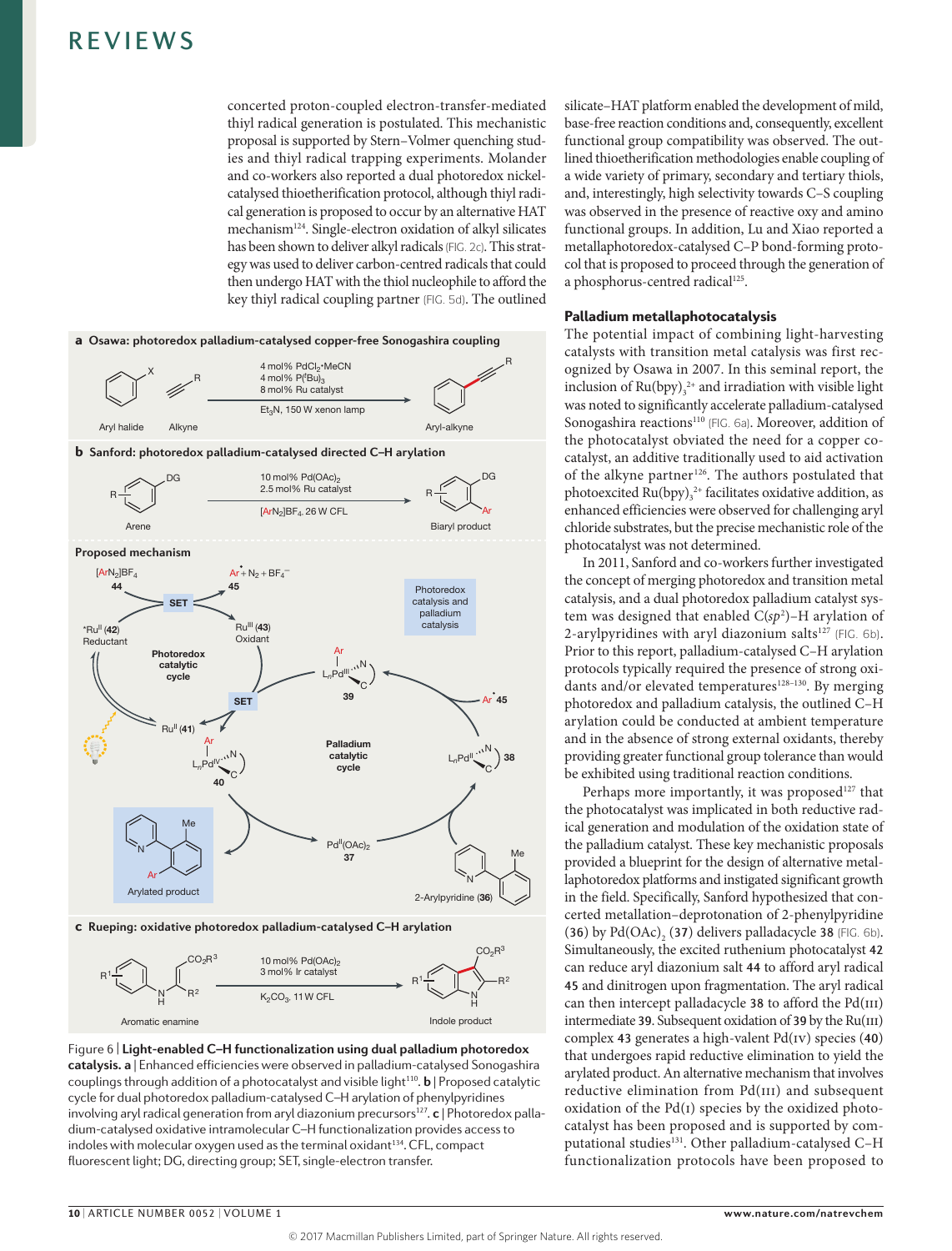concerted proton-coupled electron-transfer-mediated thiyl radical generation is postulated. This mechanistic proposal is supported by Stern–Volmer quenching studies and thiyl radical trapping experiments. Molander and co-workers also reported a dual photoredox nickel-catalysed thioetherification protocol, although thiyl radical generation is proposed to occur by an alternative HAT mechanism[124]. Single-electron oxidation of alkyl silicates has been shown to deliver alkyl radicals (FIG. 2c). This strategy was used to deliver carbon-centred radicals that could then undergo HAT with the thiol nucleophile to afford the key thiyl radical coupling partner (FIG. 5d). The outlined silicate–HAT platform enabled the development of mild, base-free reaction conditions and, consequently, excellent functional group compatibility was observed. The outlined thioetherification methodologies enable coupling of a wide variety of primary, secondary and tertiary thiols, and, interestingly, high selectivity towards C–S coupling was observed in the presence of reactive oxy and amino functional groups. In addition, Lu and Xiao reported a metallaphotoredox-catalysed C–P bond-forming protocol that is proposed to proceed through the generation of a phosphorus-centred radical[125].

Figure 6 | **Light-enabled C–H functionalization using dual palladium photoredox catalysis. a** | Enhanced efficiencies were observed in palladium-catalysed Sonogashira couplings through addition of a photocatalyst and visible light[110]. **b** | Proposed catalytic cycle for dual photoredox palladium-catalysed C–H arylation of phenylpyridines involving aryl radical generation from aryl diazonium precursors[127]. **c** | Photoredox palladium-catalysed oxidative intramolecular C–H functionalization provides access to indoles with molecular oxygen used as the terminal oxidant[134]. CFL, compact fluorescent light; DG, directing group; SET, single-electron transfer.

### Palladium metallaphotocatalysis

The potential impact of combining light-harvesting catalysts with transition metal catalysis was first recognized by Osawa in 2007. In this seminal report, the inclusion of $Ru(bpy)_3^{2+}$ and irradiation with visible light was noted to significantly accelerate palladium-catalysed Sonogashira reactions[110] (FIG. 6a). Moreover, addition of the photocatalyst obviated the need for a copper co-catalyst, an additive traditionally used to aid activation of the alkyne partner[126]. The authors postulated that photoexcited $Ru(bpy)_3^{2+}$ facilitates oxidative addition, as enhanced efficiencies were observed for challenging aryl chloride substrates, but the precise mechanistic role of the photocatalyst was not determined.

In 2011, Sanford and co-workers further investigated the concept of merging photoredox and transition metal catalysis, and a dual photoredox palladium catalyst system was designed that enabled C($sp^2$)–H arylation of 2-arylpyridines with aryl diazonium salts[127] (FIG. 6b). Prior to this report, palladium-catalysed C–H arylation protocols typically required the presence of strong oxidants and/or elevated temperatures[128–130]. By merging photoredox and palladium catalysis, the outlined C–H arylation could be conducted at ambient temperature and in the absence of strong external oxidants, thereby providing greater functional group tolerance than would be exhibited using traditional reaction conditions.

Perhaps more importantly, it was proposed[127] that the photocatalyst was implicated in both reductive radical generation and modulation of the oxidation state of the palladium catalyst. These key mechanistic proposals provided a blueprint for the design of alternative metallaphotoredox platforms and instigated significant growth in the field. Specifically, Sanford hypothesized that concerted metallation–deprotonation of 2-phenylpyridine (**36**) by $Pd(OAc)_2$ (**37**) delivers palladacycle **38** (FIG. 6b). Simultaneously, the excited ruthenium photocatalyst **42** can reduce aryl diazonium salt **44** to afford aryl radical **45** and dinitrogen upon fragmentation. The aryl radical can then intercept palladacycle **38** to afford the Pd(III) intermediate **39**. Subsequent oxidation of **39** by the Ru(III) complex **43** generates a high-valent Pd(IV) species (**40**) that undergoes rapid reductive elimination to yield the arylated product. An alternative mechanism that involves reductive elimination from Pd(III) and subsequent oxidation of the Pd(I) species by the oxidized photocatalyst has been proposed and is supported by computational studies[131]. Other palladium-catalysed C–H functionalization protocols have been proposed to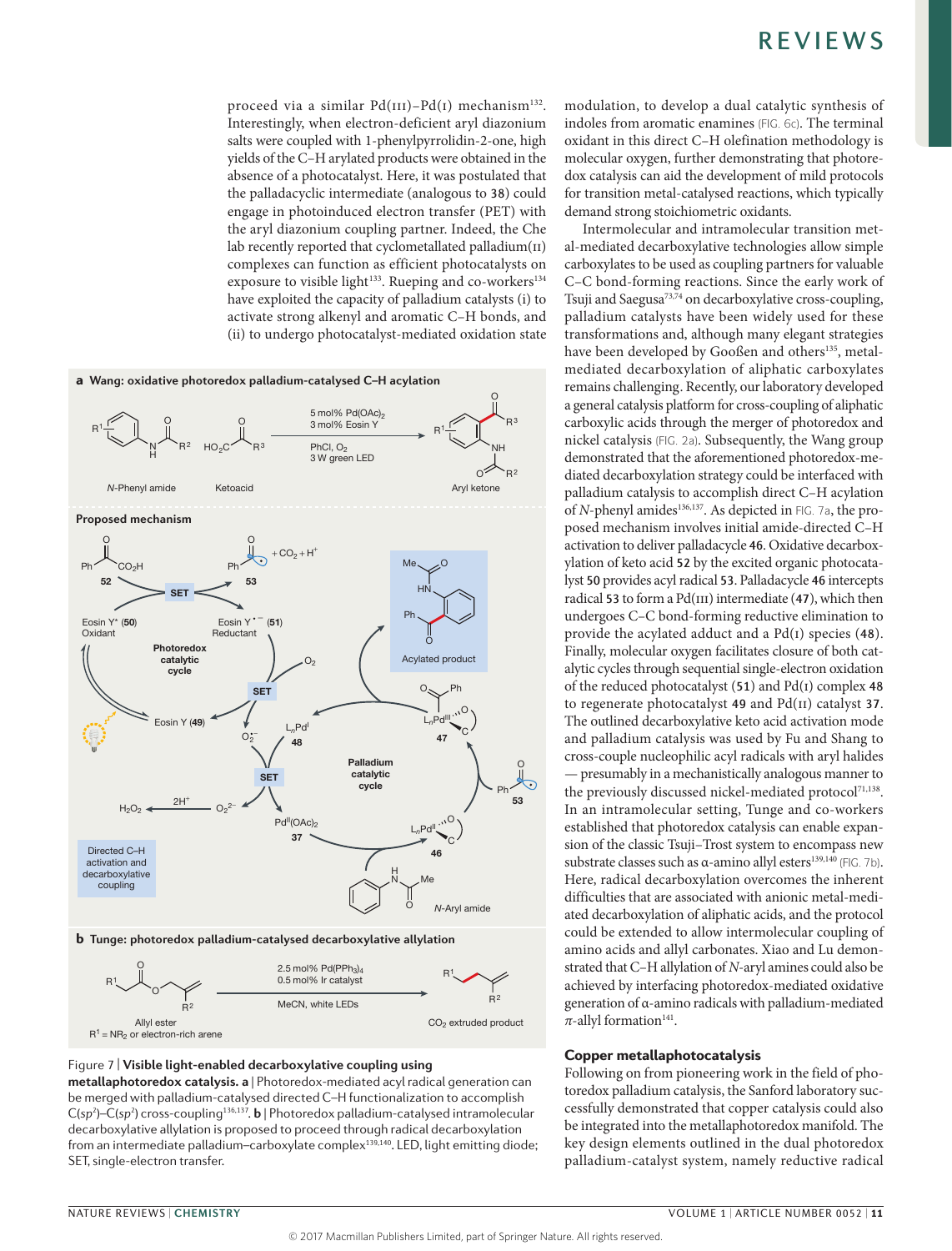proceed via a similar Pd(III)–Pd(I) mechanism[132]. Interestingly, when electron-deficient aryl diazonium salts were coupled with 1-phenylpyrrolidin-2-one, high yields of the C–H arylated products were obtained in the absence of a photocatalyst. Here, it was postulated that the palladacyclic intermediate (analogous to **38**) could engage in photoinduced electron transfer (PET) with the aryl diazonium coupling partner. Indeed, the Che lab recently reported that cyclometallated palladium(II) complexes can function as efficient photocatalysts on exposure to visible light[133]. Rueping and co-workers[134] have exploited the capacity of palladium catalysts (i) to activate strong alkenyl and aromatic C–H bonds, and (ii) to undergo photocatalyst-mediated oxidation state modulation, to develop a dual catalytic synthesis of indoles from aromatic enamines (FIG. 6c). The terminal oxidant in this direct C–H olefination methodology is molecular oxygen, further demonstrating that photoredox catalysis can aid the development of mild protocols for transition metal-catalysed reactions, which typically demand strong stoichiometric oxidants.

Intermolecular and intramolecular transition metal-mediated decarboxylative technologies allow simple carboxylates to be used as coupling partners for valuable C–C bond-forming reactions. Since the early work of Tsuji and Saegusa[73,74] on decarboxylative cross-coupling, palladium catalysts have been widely used for these transformations and, although many elegant strategies have been developed by Gooßen and others[135], metal-mediated decarboxylation of aliphatic carboxylates remains challenging. Recently, our laboratory developed a general catalysis platform for cross-coupling of aliphatic carboxylic acids through the merger of photoredox and nickel catalysis (FIG. 2a). Subsequently, the Wang group demonstrated that the aforementioned photoredox-mediated decarboxylation strategy could be interfaced with palladium catalysis to accomplish direct C–H acylation of *N*-phenyl amides[136,137]. As depicted in FIG. 7a, the proposed mechanism involves initial amide-directed C–H activation to deliver palladacycle **46**. Oxidative decarboxylation of keto acid **52** by the excited organic photocatalyst **50** provides acyl radical **53**. Palladacycle **46** intercepts radical **53** to form a Pd(III) intermediate (**47**), which then undergoes C–C bond-forming reductive elimination to provide the acylated adduct and a Pd(I) species (**48**). Finally, molecular oxygen facilitates closure of both catalytic cycles through sequential single-electron oxidation of the reduced photocatalyst (**51**) and Pd(I) complex **48** to regenerate photocatalyst **49** and Pd(II) catalyst **37**. The outlined decarboxylative keto acid activation mode and palladium catalysis was used by Fu and Shang to cross-couple nucleophilic acyl radicals with aryl halides — presumably in a mechanistically analogous manner to the previously discussed nickel-mediated protocol[71,138]. In an intramolecular setting, Tunge and co-workers established that photoredox catalysis can enable expansion of the classic Tsuji–Trost system to encompass new substrate classes such as α-amino allyl esters[139,140] (FIG. 7b). Here, radical decarboxylation overcomes the inherent difficulties that are associated with anionic metal-mediated decarboxylation of aliphatic acids, and the protocol could be extended to allow intermolecular coupling of amino acids and allyl carbonates. Xiao and Lu demonstrated that C–H allylation of *N*-aryl amines could also be achieved by interfacing photoredox-mediated oxidative generation of α-amino radicals with palladium-mediated π-allyl formation[141].

Figure 7 | **Visible light-enabled decarboxylative coupling using metallaphotoredox catalysis. a** | Photoredox-mediated acyl radical generation can be merged with palladium-catalysed directed C–H functionalization to accomplish $C(sp^2)$–$C(sp^2)$ cross-coupling[136,137]. **b** | Photoredox palladium-catalysed intramolecular decarboxylative allylation is proposed to proceed through radical decarboxylation from an intermediate palladium–carboxylate complex[139,140]. LED, light emitting diode; SET, single-electron transfer.

## Copper metallaphotocatalysis

Following on from pioneering work in the field of photoredox palladium catalysis, the Sanford laboratory successfully demonstrated that copper catalysis could also be integrated into the metallaphotoredox manifold. The key design elements outlined in the dual photoredox palladium-catalyst system, namely reductive radical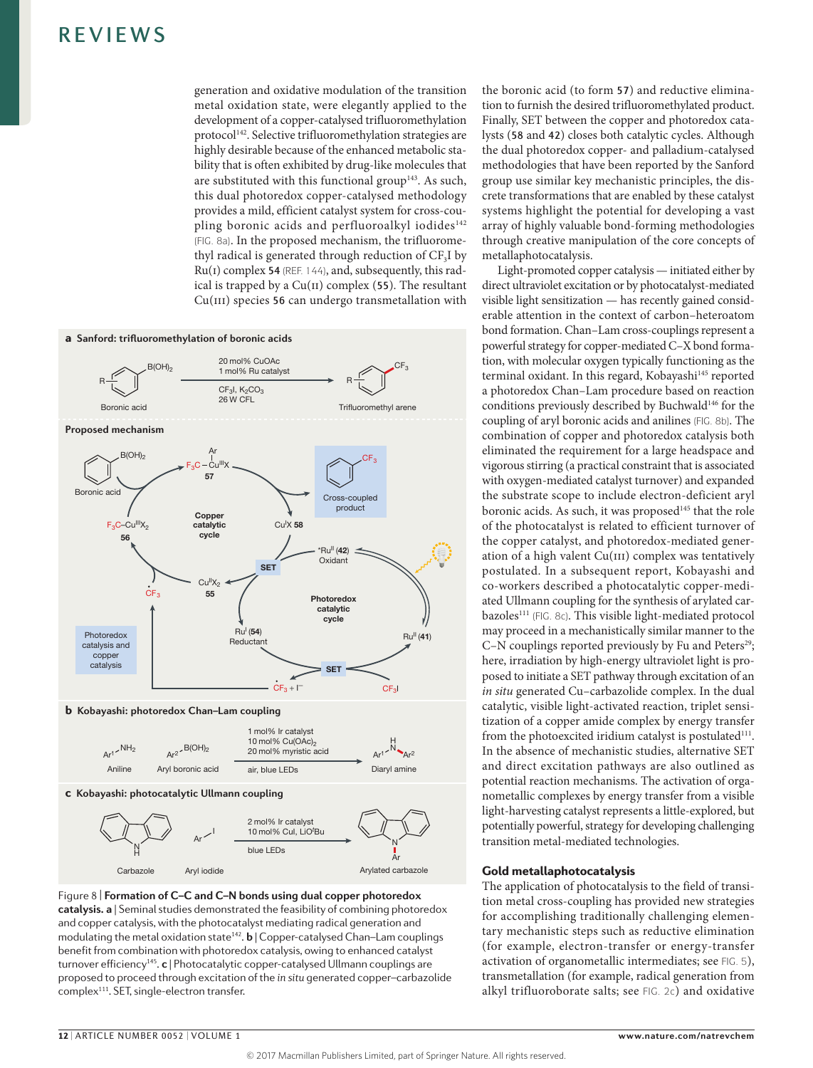generation and oxidative modulation of the transition metal oxidation state, were elegantly applied to the development of a copper-catalysed trifluoromethylation protocol[142]. Selective trifluoromethylation strategies are highly desirable because of the enhanced metabolic stability that is often exhibited by drug-like molecules that are substituted with this functional group[143]. As such, this dual photoredox copper-catalysed methodology provides a mild, efficient catalyst system for cross-coupling boronic acids and perfluoroalkyl iodides[142] (FIG. 8a). In the proposed mechanism, the trifluoromethyl radical is generated through reduction of $CF_3I$ by Ru(I) complex **54** (REF. 144), and, subsequently, this radical is trapped by a Cu(II) complex (**55**). The resultant Cu(III) species **56** can undergo transmetallation with the boronic acid (to form **57**) and reductive elimination to furnish the desired trifluoromethylated product. Finally, SET between the copper and photoredox catalysts (**58** and **42**) closes both catalytic cycles. Although the dual photoredox copper- and palladium-catalysed methodologies that have been reported by the Sanford group use similar key mechanistic principles, the discrete transformations that are enabled by these catalyst systems highlight the potential for developing a vast array of highly valuable bond-forming methodologies through creative manipulation of the core concepts of metallaphotocatalysis.

Light-promoted copper catalysis — initiated either by direct ultraviolet excitation or by photocatalyst-mediated visible light sensitization — has recently gained considerable attention in the context of carbon–heteroatom bond formation. Chan–Lam cross-couplings represent a powerful strategy for copper-mediated C–X bond formation, with molecular oxygen typically functioning as the terminal oxidant. In this regard, Kobayashi[145] reported a photoredox Chan–Lam procedure based on reaction conditions previously described by Buchwald[146] for the coupling of aryl boronic acids and anilines (FIG. 8b). The combination of copper and photoredox catalysis both eliminated the requirement for a large headspace and vigorous stirring (a practical constraint that is associated with oxygen-mediated catalyst turnover) and expanded the substrate scope to include electron-deficient aryl boronic acids. As such, it was proposed[145] that the role of the photocatalyst is related to efficient turnover of the copper catalyst, and photoredox-mediated generation of a high valent Cu(III) complex was tentatively postulated. In a subsequent report, Kobayashi and co-workers described a photocatalytic copper-mediated Ullmann coupling for the synthesis of arylated carbazoles[111] (FIG. 8c). This visible light-mediated protocol may proceed in a mechanistically similar manner to the C–N couplings reported previously by Fu and Peters[29]; here, irradiation by high-energy ultraviolet light is proposed to initiate a SET pathway through excitation of an *in situ* generated Cu–carbazolide complex. In the dual catalytic, visible light-activated reaction, triplet sensitization of a copper amide complex by energy transfer from the photoexcited iridium catalyst is postulated[111]. In the absence of mechanistic studies, alternative SET and direct excitation pathways are also outlined as potential reaction mechanisms. The activation of organometallic complexes by energy transfer from a visible light-harvesting catalyst represents a little-explored, but potentially powerful, strategy for developing challenging transition metal-mediated technologies.

Figure 8 | **Formation of C–C and C–N bonds using dual copper photoredox catalysis. a** | Seminal studies demonstrated the feasibility of combining photoredox and copper catalysis, with the photocatalyst mediating radical generation and modulating the metal oxidation state[142]. **b** | Copper-catalysed Chan–Lam couplings benefit from combination with photoredox catalysis, owing to enhanced catalyst turnover efficiency[145]. **c** | Photocatalytic copper-catalysed Ullmann couplings are proposed to proceed through excitation of the *in situ* generated copper–carbazolide complex[111]. SET, single-electron transfer.

## Gold metallaphotocatalysis

The application of photocatalysis to the field of transition metal cross-coupling has provided new strategies for accomplishing traditionally challenging elementary mechanistic steps such as reductive elimination (for example, electron-transfer or energy-transfer activation of organometallic intermediates; see FIG. 5), transmetallation (for example, radical generation from alkyl trifluoroborate salts; see FIG. 2c) and oxidative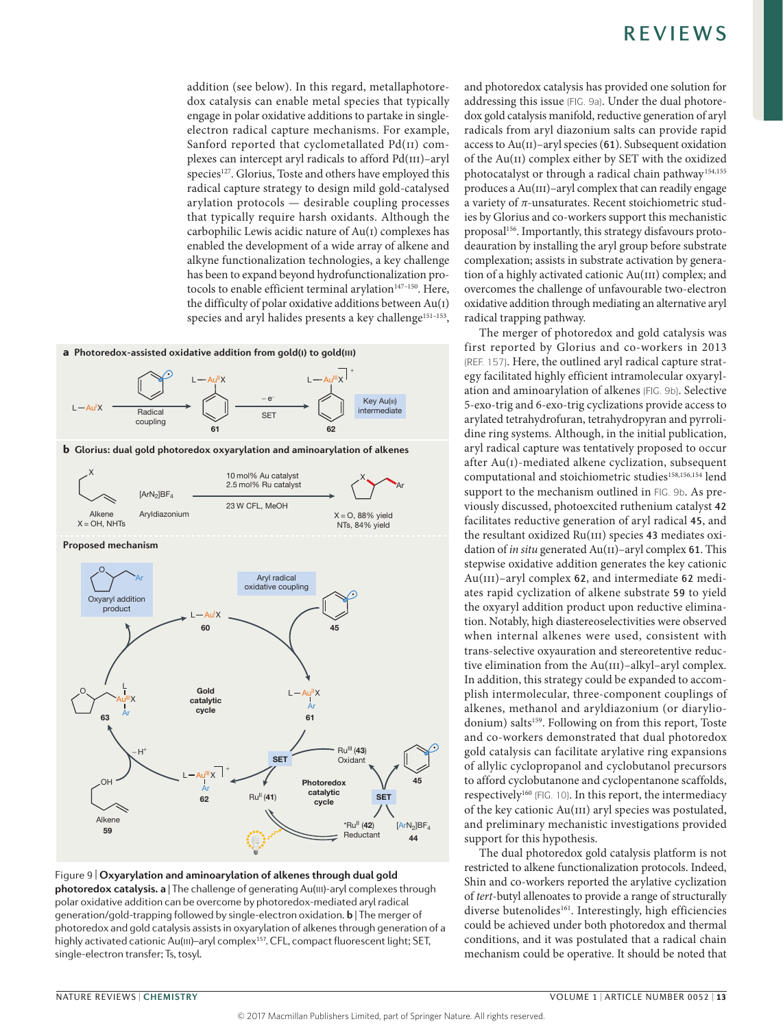addition (see below). In this regard, metallaphotoredox catalysis can enable metal species that typically engage in polar oxidative additions to partake in single-electron radical capture mechanisms. For example, Sanford reported that cyclometallated Pd(II) complexes can intercept aryl radicals to afford Pd(III)–aryl species[127]. Glorius, Toste and others have employed this radical capture strategy to design mild gold-catalysed arylation protocols — desirable coupling processes that typically require harsh oxidants. Although the carbophilic Lewis acidic nature of Au(I) complexes has enabled the development of a wide array of alkene and alkyne functionalization technologies, a key challenge has been to expand beyond hydrofunctionalization protocols to enable efficient terminal arylation[147–150]. Here, the difficulty of polar oxidative additions between Au(I) species and aryl halides presents a key challenge[151–153], and photoredox catalysis has provided one solution for addressing this issue (FIG. 9a). Under the dual photoredox gold catalysis manifold, reductive generation of aryl radicals from aryl diazonium salts can provide rapid access to Au(II)–aryl species (**61**). Subsequent oxidation of the Au(II) complex either by SET with the oxidized photocatalyst or through a radical chain pathway[154,155] produces a Au(III)–aryl complex that can readily engage a variety of π-unsaturates. Recent stoichiometric studies by Glorius and co-workers support this mechanistic proposal[156]. Importantly, this strategy disfavours protodeauration by installing the aryl group before substrate complexation; assists in substrate activation by generation of a highly activated cationic Au(III) complex; and overcomes the challenge of unfavourable two-electron oxidative addition through mediating an alternative aryl radical trapping pathway.

The merger of photoredox and gold catalysis was first reported by Glorius and co-workers in 2013 (REF. 157). Here, the outlined aryl radical capture strategy facilitated highly efficient intramolecular oxyarylation and aminoarylation of alkenes (FIG. 9b). Selective 5-exo-trig and 6-exo-trig cyclizations provide access to arylated tetrahydrofuran, tetrahydropyran and pyrrolidine ring systems. Although, in the initial publication, aryl radical capture was tentatively proposed to occur after Au(I)-mediated alkene cyclization, subsequent computational and stoichiometric studies[158,156,154] lend support to the mechanism outlined in FIG. 9b. As previously discussed, photoexcited ruthenium catalyst **42** facilitates reductive generation of aryl radical **45**, and the resultant oxidized Ru(III) species **43** mediates oxidation of *in situ* generated Au(II)–aryl complex **61**. This stepwise oxidative addition generates the key cationic Au(III)–aryl complex **62**, and intermediate **62** mediates rapid cyclization of alkene substrate **59** to yield the oxyaryl addition product upon reductive elimination. Notably, high diastereoselectivities were observed when internal alkenes were used, consistent with trans-selective oxyauration and stereoretentive reductive elimination from the Au(III)–alkyl–aryl complex. In addition, this strategy could be expanded to accomplish intermolecular, three-component couplings of alkenes, methanol and aryldiazonium (or diaryliodonium) salts[159]. Following on from this report, Toste and co-workers demonstrated that dual photoredox gold catalysis can facilitate arylative ring expansions of allylic cyclopropanol and cyclobutanol precursors to afford cyclobutanone and cyclopentanone scaffolds, respectively[160] (FIG. 10). In this report, the intermediacy of the key cationic Au(III) aryl species was postulated, and preliminary mechanistic investigations provided support for this hypothesis.

The dual photoredox gold catalysis platform is not restricted to alkene functionalization protocols. Indeed, Shin and co-workers reported the arylative cyclization of *tert*-butyl allenoates to provide a range of structurally diverse butenolides[161]. Interestingly, high efficiencies could be achieved under both photoredox and thermal conditions, and it was postulated that a radical chain mechanism could be operative. It should be noted that

Figure 9 | **Oxyarylation and aminoarylation of alkenes through dual gold photoredox catalysis. a** | The challenge of generating Au(III)-aryl complexes through polar oxidative addition can be overcome by photoredox-mediated aryl radical generation/gold-trapping followed by single-electron oxidation. **b** | The merger of photoredox and gold catalysis assists in oxyarylation of alkenes through generation of a highly activated cationic Au(III)–aryl complex[157]. CFL, compact fluorescent light; SET, single-electron transfer; Ts, tosyl.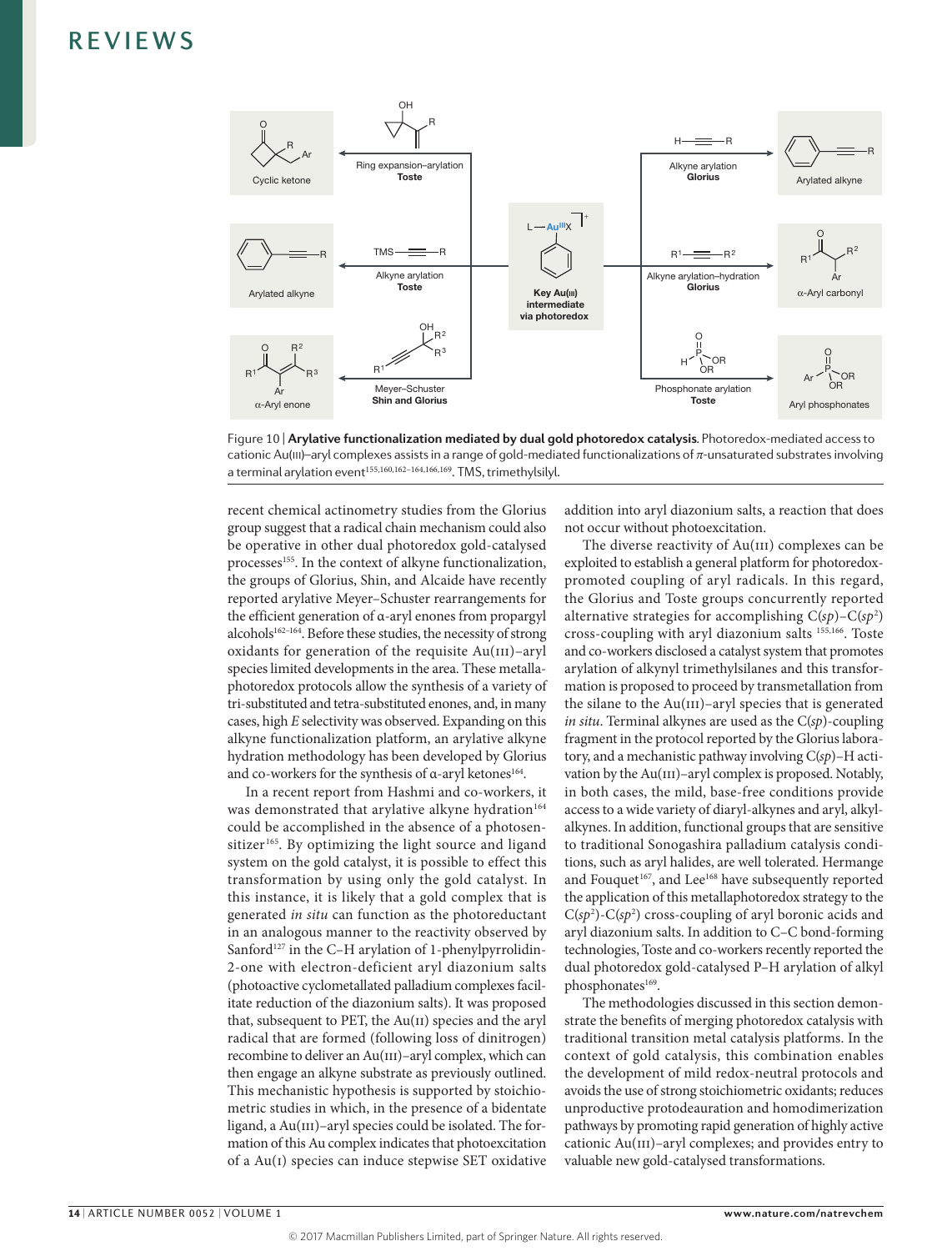Figure 10 | **Arylative functionalization mediated by dual gold photoredox catalysis.** Photoredox-mediated access to cationic Au(III)–aryl complexes assists in a range of gold-mediated functionalizations of π-unsaturated substrates involving a terminal arylation event[155,160,162–164,166,169]. TMS, trimethylsilyl.

recent chemical actinometry studies from the Glorius group suggest that a radical chain mechanism could also be operative in other dual photoredox gold-catalysed processes[155]. In the context of alkyne functionalization, the groups of Glorius, Shin, and Alcaide have recently reported arylative Meyer–Schuster rearrangements for the efficient generation of α-aryl enones from propargyl alcohols[162–164]. Before these studies, the necessity of strong oxidants for generation of the requisite Au(III)–aryl species limited developments in the area. These metallaphotoredox protocols allow the synthesis of a variety of tri-substituted and tetra-substituted enones, and, in many cases, high *E* selectivity was observed. Expanding on this alkyne functionalization platform, an arylative alkyne hydration methodology has been developed by Glorius and co-workers for the synthesis of α-aryl ketones[164].

In a recent report from Hashmi and co-workers, it was demonstrated that arylative alkyne hydration[164] could be accomplished in the absence of a photosensitizer[165]. By optimizing the light source and ligand system on the gold catalyst, it is possible to effect this transformation by using only the gold catalyst. In this instance, it is likely that a gold complex that is generated *in situ* can function as the photoreductant in an analogous manner to the reactivity observed by Sanford[127] in the C–H arylation of 1-phenylpyrrolidin-2-one with electron-deficient aryl diazonium salts (photoactive cyclometallated palladium complexes facilitate reduction of the diazonium salts). It was proposed that, subsequent to PET, the Au(II) species and the aryl radical that are formed (following loss of dinitrogen) recombine to deliver an Au(III)–aryl complex, which can then engage an alkyne substrate as previously outlined. This mechanistic hypothesis is supported by stoichiometric studies in which, in the presence of a bidentate ligand, a Au(III)–aryl species could be isolated. The formation of this Au complex indicates that photoexcitation of a Au(I) species can induce stepwise SET oxidative addition into aryl diazonium salts, a reaction that does not occur without photoexcitation.

The diverse reactivity of Au(III) complexes can be exploited to establish a general platform for photoredox-promoted coupling of aryl radicals. In this regard, the Glorius and Toste groups concurrently reported alternative strategies for accomplishing $C(sp)$–$C(sp^2)$ cross-coupling with aryl diazonium salts[155,166]. Toste and co-workers disclosed a catalyst system that promotes arylation of alkynyl trimethylsilanes and this transformation is proposed to proceed by transmetallation from the silane to the Au(III)–aryl species that is generated *in situ*. Terminal alkynes are used as the $C(sp)$-coupling fragment in the protocol reported by the Glorius laboratory, and a mechanistic pathway involving $C(sp)$–H activation by the Au(III)–aryl complex is proposed. Notably, in both cases, the mild, base-free conditions provide access to a wide variety of diaryl-alkynes and aryl, alkyl-alkynes. In addition, functional groups that are sensitive to traditional Sonogashira palladium catalysis conditions, such as aryl halides, are well tolerated. Hermange and Fouquet[167], and Lee[168] have subsequently reported the application of this metallaphotoredox strategy to the $C(sp^2)$-$C(sp^2)$ cross-coupling of aryl boronic acids and aryl diazonium salts. In addition to C–C bond-forming technologies, Toste and co-workers recently reported the dual photoredox gold-catalysed P–H arylation of alkyl phosphonates[169].

The methodologies discussed in this section demonstrate the benefits of merging photoredox catalysis with traditional transition metal catalysis platforms. In the context of gold catalysis, this combination enables the development of mild redox-neutral protocols and avoids the use of strong stoichiometric oxidants; reduces unproductive protodeauration and homodimerization pathways by promoting rapid generation of highly active cationic Au(III)–aryl complexes; and provides entry to valuable new gold-catalysed transformations.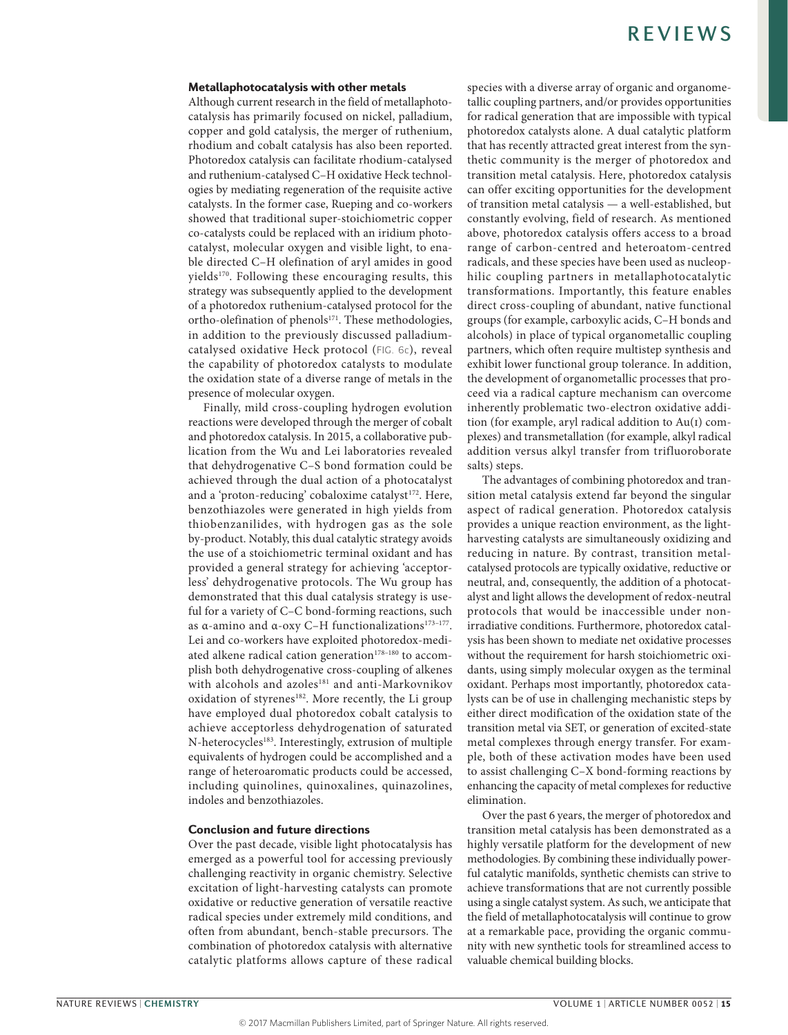### Metallaphotocatalysis with other metals

Although current research in the field of metallaphotocatalysis has primarily focused on nickel, palladium, copper and gold catalysis, the merger of ruthenium, rhodium and cobalt catalysis has also been reported. Photoredox catalysis can facilitate rhodium-catalysed and ruthenium-catalysed C–H oxidative Heck technologies by mediating regeneration of the requisite active catalysts. In the former case, Rueping and co-workers showed that traditional super-stoichiometric copper co-catalysts could be replaced with an iridium photocatalyst, molecular oxygen and visible light, to enable directed C–H olefination of aryl amides in good yields[170]. Following these encouraging results, this strategy was subsequently applied to the development of a photoredox ruthenium-catalysed protocol for the ortho-olefination of phenols[171]. These methodologies, in addition to the previously discussed palladium-catalysed oxidative Heck protocol (FIG. 6c), reveal the capability of photoredox catalysts to modulate the oxidation state of a diverse range of metals in the presence of molecular oxygen.

Finally, mild cross-coupling hydrogen evolution reactions were developed through the merger of cobalt and photoredox catalysis. In 2015, a collaborative publication from the Wu and Lei laboratories revealed that dehydrogenative C–S bond formation could be achieved through the dual action of a photocatalyst and a 'proton-reducing' cobaloxime catalyst[172]. Here, benzothiazoles were generated in high yields from thiobenzanilides, with hydrogen gas as the sole by-product. Notably, this dual catalytic strategy avoids the use of a stoichiometric terminal oxidant and has provided a general strategy for achieving 'acceptorless' dehydrogenative protocols. The Wu group has demonstrated that this dual catalysis strategy is useful for a variety of C–C bond-forming reactions, such as α-amino and α-oxy C–H functionalizations[173–177]. Lei and co-workers have exploited photoredox-mediated alkene radical cation generation[178–180] to accomplish both dehydrogenative cross-coupling of alkenes with alcohols and azoles[181] and anti-Markovnikov oxidation of styrenes[182]. More recently, the Li group have employed dual photoredox cobalt catalysis to achieve acceptorless dehydrogenation of saturated N-heterocycles[183]. Interestingly, extrusion of multiple equivalents of hydrogen could be accomplished and a range of heteroaromatic products could be accessed, including quinolines, quinoxalines, quinazolines, indoles and benzothiazoles.

### Conclusion and future directions

Over the past decade, visible light photocatalysis has emerged as a powerful tool for accessing previously challenging reactivity in organic chemistry. Selective excitation of light-harvesting catalysts can promote oxidative or reductive generation of versatile reactive radical species under extremely mild conditions, and often from abundant, bench-stable precursors. The combination of photoredox catalysis with alternative catalytic platforms allows capture of these radical species with a diverse array of organic and organometallic coupling partners, and/or provides opportunities for radical generation that are impossible with typical photoredox catalysts alone. A dual catalytic platform that has recently attracted great interest from the synthetic community is the merger of photoredox and transition metal catalysis. Here, photoredox catalysis can offer exciting opportunities for the development of transition metal catalysis — a well-established, but constantly evolving, field of research. As mentioned above, photoredox catalysis offers access to a broad range of carbon-centred and heteroatom-centred radicals, and these species have been used as nucleophilic coupling partners in metallaphotocatalytic transformations. Importantly, this feature enables direct cross-coupling of abundant, native functional groups (for example, carboxylic acids, C–H bonds and alcohols) in place of typical organometallic coupling partners, which often require multistep synthesis and exhibit lower functional group tolerance. In addition, the development of organometallic processes that proceed via a radical capture mechanism can overcome inherently problematic two-electron oxidative addition (for example, aryl radical addition to Au(I) complexes) and transmetallation (for example, alkyl radical addition versus alkyl transfer from trifluoroborate salts) steps.

The advantages of combining photoredox and transition metal catalysis extend far beyond the singular aspect of radical generation. Photoredox catalysis provides a unique reaction environment, as the light-harvesting catalysts are simultaneously oxidizing and reducing in nature. By contrast, transition metal-catalysed protocols are typically oxidative, reductive or neutral, and, consequently, the addition of a photocatalyst and light allows the development of redox-neutral protocols that would be inaccessible under non-irradiative conditions. Furthermore, photoredox catalysis has been shown to mediate net oxidative processes without the requirement for harsh stoichiometric oxidants, using simply molecular oxygen as the terminal oxidant. Perhaps most importantly, photoredox catalysts can be of use in challenging mechanistic steps by either direct modification of the oxidation state of the transition metal via SET, or generation of excited-state metal complexes through energy transfer. For example, both of these activation modes have been used to assist challenging C–X bond-forming reactions by enhancing the capacity of metal complexes for reductive elimination.

Over the past 6 years, the merger of photoredox and transition metal catalysis has been demonstrated as a highly versatile platform for the development of new methodologies. By combining these individually powerful catalytic manifolds, synthetic chemists can strive to achieve transformations that are not currently possible using a single catalyst system. As such, we anticipate that the field of metallaphotocatalysis will continue to grow at a remarkable pace, providing the organic community with new synthetic tools for streamlined access to valuable chemical building blocks.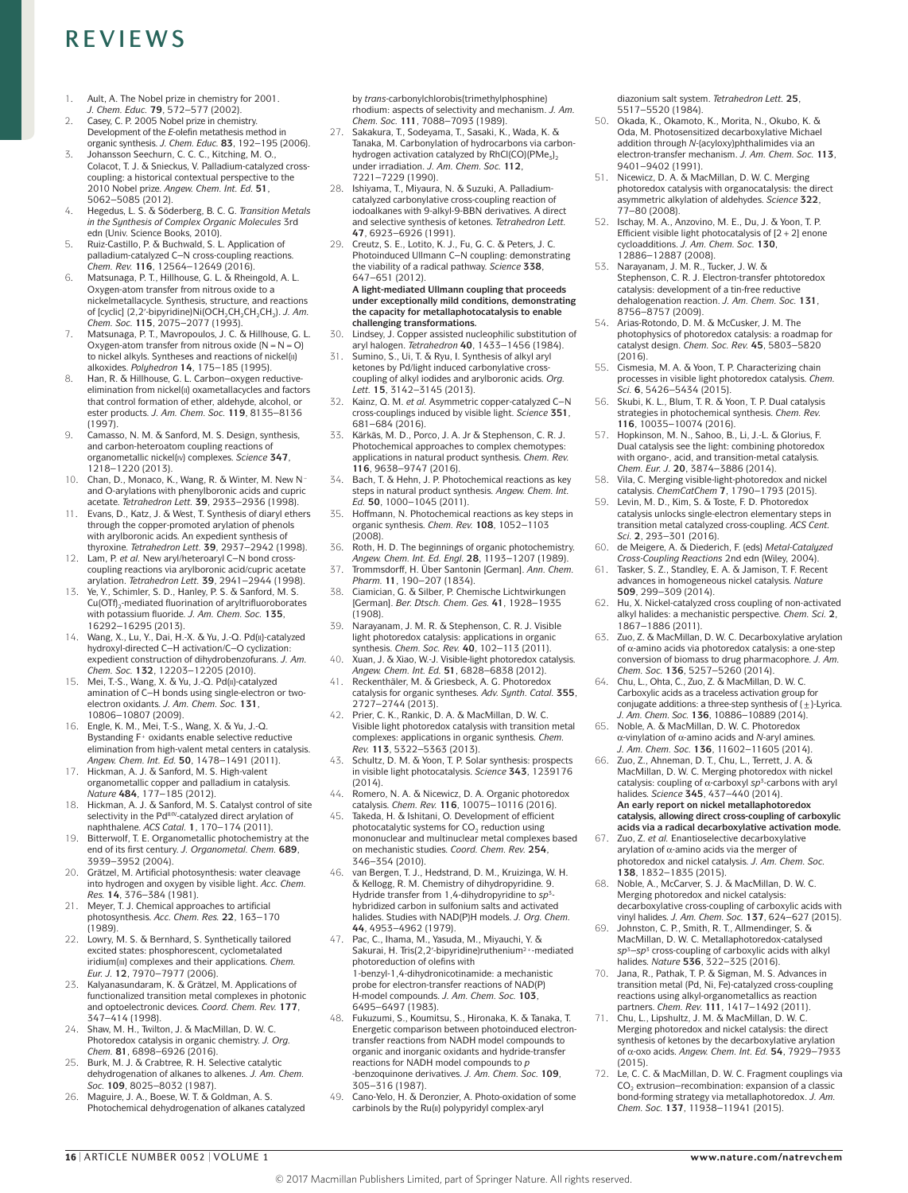1. Ault, A. The Nobel prize in chemistry for 2001. *J. Chem. Educ.* **79**, 572–577 (2002).
2. Casey, C. P. 2005 Nobel prize in chemistry. Development of the *E*-olefin metathesis method in organic synthesis. *J. Chem. Educ.* **83**, 192–195 (2006).
3. Johansson Seechurn, C. C. C., Kitching, M. O., Colacot, T. J. & Snieckus, V. Palladium-catalyzed cross-coupling: a historical contextual perspective to the 2010 Nobel prize. *Angew. Chem. Int. Ed.* **51**, 5062–5085 (2012).
4. Hegedus, L. S. & Söderberg, B. C. G. *Transition Metals in the Synthesis of Complex Organic Molecules* 3rd edn (Univ. Science Books, 2010).
5. Ruiz-Castillo, P. & Buchwald, S. L. Application of palladium-catalyzed C–N cross-coupling reactions. *Chem. Rev.* **116**, 12564–12649 (2016).
6. Matsunaga, P. T., Hillhouse, G. L. & Rheingold, A. L. Oxygen-atom transfer from nitrous oxide to a nickelmetallacycle. Synthesis, structure, and reactions of [cyclic] (2,2′-bipyridine)Ni($OCH_2CH_2CH_2CH_2$). *J. Am. Chem. Soc.* **115**, 2075–2077 (1993).
7. Matsunaga, P. T., Mavropoulos, J. C. & Hillhouse, G. L. Oxygen-atom transfer from nitrous oxide (N = N = O) to nickel alkyls. Syntheses and reactions of nickel(II) alkoxides. *Polyhedron* **14**, 175–185 (1995).
8. Han, R. & Hillhouse, G. L. Carbon–oxygen reductive-elimination from nickel(II) oxametallacycles and factors that control formation of ether, aldehyde, alcohol, or ester products. *J. Am. Chem. Soc.* **119**, 8135–8136 (1997).
9. Camasso, N. M. & Sanford, M. S. Design, synthesis, and carbon-heteroatom coupling reactions of organometallic nickel(IV) complexes. *Science* **347**, 1218–1220 (2013).
10. Chan, D., Monaco, K., Wang, R. & Winter, M. New $N^-$ and O-arylations with phenylboronic acids and cupric acetate. *Tetrahedron Lett.* **39**, 2933–2936 (1998).
11. Evans, D., Katz, J. & West, T. Synthesis of diaryl ethers through the copper-promoted arylation of phenols with arylboronic acids. An expedient synthesis of thyroxine. *Tetrahedron Lett.* **39**, 2937–2942 (1998).
12. Lam, P. *et al.* New aryl/heteroaryl C–N bond cross-coupling reactions via arylboronic acid/cupric acetate arylation. *Tetrahedron Lett.* **39**, 2941–2944 (1998).
13. Ye, Y., Schimler, S. D., Hanley, P. S. & Sanford, M. S. $Cu(OTf)_2$-mediated fluorination of aryltrifluoroborates with potassium fluoride. *J. Am. Chem. Soc.* **135**, 16292–16295 (2013).
14. Wang, X., Lu, Y., Dai, H.-X. & Yu, J.-Q. Pd(II)-catalyzed hydroxyl-directed C–H activation/C–O cyclization: expedient construction of dihydrobenzofurans. *J. Am. Chem. Soc.* **132**, 12203–12205 (2010).
15. Mei, T.-S., Wang, X. & Yu, J.-Q. Pd(II)-catalyzed amination of C–H bonds using single-electron or two-electron oxidants. *J. Am. Chem. Soc.* **131**, 10806–10807 (2009).
16. Engle, K. M., Mei, T.-S., Wang, X. & Yu, J.-Q. Bystanding $F^+$ oxidants enable selective reductive elimination from high-valent metal centers in catalysis. *Angew. Chem. Int. Ed.* **50**, 1478–1491 (2011).
17. Hickman, A. J. & Sanford, M. S. High-valent organometallic copper and palladium in catalysis. *Nature* **484**, 177–185 (2012).
18. Hickman, A. J. & Sanford, M. S. Catalyst control of site selectivity in the $Pd^{II/IV}$-catalyzed direct arylation of naphthalene. *ACS Catal.* **1**, 170–174 (2011).
19. Bitterwolf, T. E. Organometallic photochemistry at the end of its first century. *J. Organometal. Chem.* **689**, 3939–3952 (2004).
20. Grätzel, M. Artificial photosynthesis: water cleavage into hydrogen and oxygen by visible light. *Acc. Chem. Res.* **14**, 376–384 (1981).
21. Meyer, T. J. Chemical approaches to artificial photosynthesis. *Acc. Chem. Res.* **22**, 163–170 (1989).
22. Lowry, M. S. & Bernhard, S. Synthetically tailored excited states: phosphorescent, cyclometalated iridium(III) complexes and their applications. *Chem. Eur. J.* **12**, 7970–7977 (2006).
23. Kalyanasundaram, K. & Grätzel, M. Applications of functionalized transition metal complexes in photonic and optoelectronic devices. *Coord. Chem. Rev.* **177**, 347–414 (1998).
24. Shaw, M. H., Twilton, J. & MacMillan, D. W. C. Photoredox catalysis in organic chemistry. *J. Org. Chem.* **81**, 6898–6926 (2016).
25. Burk, M. J. & Crabtree, R. H. Selective catalytic dehydrogenation of alkanes to alkenes. *J. Am. Chem. Soc.* **109**, 8025–8032 (1987).
26. Maguire, J. A., Boese, W. T. & Goldman, A. S. Photochemical dehydrogenation of alkanes catalyzed by *trans*-carbonylchlorobis(trimethylphosphine) rhodium: aspects of selectivity and mechanism. *J. Am. Chem. Soc.* **111**, 7088–7093 (1989).
27. Sakakura, T., Sodeyama, T., Sasaki, K., Wada, K. & Tanaka, M. Carbonylation of hydrocarbons via carbon-hydrogen activation catalyzed by $RhCl(CO)(PMe_3)_2$ under irradiation. *J. Am. Chem. Soc.* **112**, 7221–7229 (1990).
28. Ishiyama, T., Miyaura, N. & Suzuki, A. Palladium-catalyzed carbonylative cross-coupling reaction of iodoalkanes with 9-alkyl-9-BBN derivatives. A direct and selective synthesis of ketones. *Tetrahedron Lett.* **47**, 6923–6926 (1991).
29. Creutz, S. E., Lotito, K. J., Fu, G. C. & Peters, J. C. Photoinduced Ullmann C–N coupling: demonstrating the viability of a radical pathway. *Science* **338**, 647–651 (2012).
**A light-mediated Ullmann coupling that proceeds under exceptionally mild conditions, demonstrating the capacity for metallaphotocatalysis to enable challenging transformations.**
30. Lindsey, J. Copper assisted nucleophilic substitution of aryl halogen. *Tetrahedron* **40**, 1433–1456 (1984).
31. Sumino, S., Ui, T. & Ryu, I. Synthesis of alkyl aryl ketones by Pd/light induced carbonylative cross-coupling of alkyl iodides and arylboronic acids. *Org. Lett.* **15**, 3142–3145 (2013).
32. Kainz, Q. M. *et al.* Asymmetric copper-catalyzed C–N cross-couplings induced by visible light. *Science* **351**, 681–684 (2016).
33. Kärkäs, M. D., Porco, J. A. Jr & Stephenson, C. R. J. Photochemical approaches to complex chemotypes: applications in natural product synthesis. *Chem. Rev.* **116**, 9638–9747 (2016).
34. Bach, T. & Hehn, J. P. Photochemical reactions as key steps in natural product synthesis. *Angew. Chem. Int. Ed.* **50**, 1000–1045 (2011).
35. Hoffmann, N. Photochemical reactions as key steps in organic synthesis. *Chem. Rev.* **108**, 1052–1103 (2008).
36. Roth, H. D. The beginnings of organic photochemistry. *Angew. Chem. Int. Ed. Engl.* **28**, 1193–1207 (1989).
37. Trommsdorff, H. Über Santonin [German]. *Ann. Chem. Pharm.* **11**, 190–207 (1834).
38. Ciamician, G. & Silber, P. Chemische Lichtwirkungen [German]. *Ber. Dtsch. Chem. Ges.* **41**, 1928–1935 (1908).
39. Narayanam, J. M. R. & Stephenson, C. R. J. Visible light photoredox catalysis: applications in organic synthesis. *Chem. Soc. Rev.* **40**, 102–113 (2011).
40. Xuan, J. & Xiao, W.-J. Visible-light photoredox catalysis. *Angew. Chem. Int. Ed.* **51**, 6828–6838 (2012).
41. Reckenthäler, M. & Griesbeck, A. G. Photoredox catalysis for organic syntheses. *Adv. Synth. Catal.* **355**, 2727–2744 (2013).
42. Prier, C. K., Rankic, D. A. & MacMillan, D. W. C. Visible light photoredox catalysis with transition metal complexes: applications in organic synthesis. *Chem. Rev.* **113**, 5322–5363 (2013).
43. Schultz, D. M. & Yoon, T. P. Solar synthesis: prospects in visible light photocatalysis. *Science* **343**, 1239176 (2014).
44. Romero, N. A. & Nicewicz, D. A. Organic photoredox catalysis. *Chem. Rev.* **116**, 10075–10116 (2016).
45. Takeda, H. & Ishitani, O. Development of efficient photocatalytic systems for $CO_2$ reduction using mononuclear and multinuclear metal complexes based on mechanistic studies. *Coord. Chem. Rev.* **254**, 346–354 (2010).
46. van Bergen, T. J., Hedstrand, D. M., Kruizinga, W. H. & Kellogg, R. M. Chemistry of dihydropyridine. 9. Hydride transfer from 1,4-dihydropyridine to $sp^3$-hybridized carbon in sulfonium salts and activated halides. Studies with NAD(P)H models. *J. Org. Chem.* **44**, 4953–4962 (1979).
47. Pac, C., Ihama, M., Yasuda, M., Miyauchi, Y. & Sakurai, H. Tris(2,2′-bipyridine)ruthenium$^{2+}$-mediated photoreduction of olefins with 1-benzyl-1,4-dihydronicotinamide: a mechanistic probe for electron-transfer reactions of NAD(P) H-model compounds. *J. Am. Chem. Soc.* **103**, 6495–6497 (1983).
48. Fukuzumi, S., Koumitsu, S., Hironaka, K. & Tanaka, T. Energetic comparison between photoinduced electron-transfer reactions from NADH model compounds to organic and inorganic oxidants and hydride-transfer reactions for NADH model compounds to *p*-benzoquinone derivatives. *J. Am. Chem. Soc.* **109**, 305–316 (1987).
49. Cano-Yelo, H. & Deronzier, A. Photo-oxidation of some carbinols by the Ru(II) polypyridyl complex-aryl diazonium salt system. *Tetrahedron Lett.* **25**, 5517–5520 (1984).
50. Okada, K., Okamoto, K., Morita, N., Okubo, K. & Oda, M. Photosensitized decarboxylative Michael addition through *N*-(acyloxy)phthalimides via an electron-transfer mechanism. *J. Am. Chem. Soc.* **113**, 9401–9402 (1991).
51. Nicewicz, D. A. & MacMillan, D. W. C. Merging photoredox catalysis with organocatalysis: the direct asymmetric alkylation of aldehydes. *Science* **322**, 77–80 (2008).
52. Ischay, M. A., Anzovino, M. E., Du, J. & Yoon, T. P. Efficient visible light photocatalysis of [2 + 2] enone cycloadditions. *J. Am. Chem. Soc.* **130**, 12886–12887 (2008).
53. Narayanam, J. M. R., Tucker, J. W. & Stephenson, C. R. J. Electron-transfer phtotoredox catalysis: development of a tin-free reductive dehalogenation reaction. *J. Am. Chem. Soc.* **131**, 8756–8757 (2009).
54. Arias-Rotondo, D. M. & McCusker, J. M. The photophysics of photoredox catalysis: a roadmap for catalyst design. *Chem. Soc. Rev.* **45**, 5803–5820 (2016).
55. Cismesia, M. A. & Yoon, T. P. Characterizing chain processes in visible light photoredox catalysis. *Chem. Sci.* **6**, 5426–5434 (2015).
56. Skubi, K. L., Blum, T. R. & Yoon, T. P. Dual catalysis strategies in photochemical synthesis. *Chem. Rev.* **116**, 10035–10074 (2016).
57. Hopkinson, M. N., Sahoo, B., Li, J.-L. & Glorius, F. Dual catalysis see the light: combining photoredox with organo-, acid, and transition-metal catalysis. *Chem. Eur. J.* **20**, 3874–3886 (2014).
58. Vila, C. Merging visible-light-photoredox and nickel catalysis. *ChemCatChem* **7**, 1790–1793 (2015).
59. Levin, M. D., Kim, S. & Toste, F. D. Photoredox catalysis unlocks single-electron elementary steps in transition metal catalyzed cross-coupling. *ACS Cent. Sci.* **2**, 293–301 (2016).
60. de Meigere, A. & Diederich, F. (eds) *Metal-Catalyzed Cross-Coupling Reactions* 2nd edn (Wiley, 2004).
61. Tasker, S. Z., Standley, E. A. & Jamison, T. F. Recent advances in homogeneous nickel catalysis. *Nature* **509**, 299–309 (2014).
62. Hu, X. Nickel-catalyzed cross coupling of non-activated alkyl halides: a mechanistic perspective. *Chem. Sci.* **2**, 1867–1886 (2011).
63. Zuo, Z. & MacMillan, D. W. C. Decarboxylative arylation of α-amino acids via photoredox catalysis: a one-step conversion of biomass to drug pharmacophore. *J. Am. Chem. Soc.* **136**, 5257–5260 (2014).
64. Chu, L., Ohta, C., Zuo, Z. & MacMillan, D. W. C. Carboxylic acids as a traceless activation group for conjugate additions: a three-step synthesis of (±)-Lyrica. *J. Am. Chem. Soc.* **136**, 10886–10889 (2014).
65. Noble, A. & MacMillan, D. W. C. Photoredox α-vinylation of α-amino acids and *N*-aryl amines. *J. Am. Chem. Soc.* **136**, 11602–11605 (2014).
66. Zuo, Z., Ahneman, D. T., Chu, L., Terrett, J. A. & MacMillan, D. W. C. Merging photoredox with nickel catalysis: coupling of α-carboxyl $sp^3$-carbons with aryl halides. *Science* **345**, 437–440 (2014).
**An early report on nickel metallaphotoredox catalysis, allowing direct cross-coupling of carboxylic acids via a radical decarboxylative activation mode.**
67. Zuo, Z. *et al.* Enantioselective decarboxylative arylation of α-amino acids via the merger of photoredox and nickel catalysis. *J. Am. Chem. Soc.* **138**, 1832–1835 (2015).
68. Noble, A., McCarver, S. J. & MacMillan, D. W. C. Merging photoredox and nickel catalysis: decarboxylative cross-coupling of carboxylic acids with vinyl halides. *J. Am. Chem. Soc.* **137**, 624–627 (2015).
69. Johnston, C. P., Smith, R. T., Allmendinger, S. & MacMillan, D. W. C. Metallaphotoredox-catalysed $sp^3$–$sp^3$ cross-coupling of carboxylic acids with alkyl halides. *Nature* **536**, 322–325 (2016).
70. Jana, R., Pathak, T. P. & Sigman, M. S. Advances in transition metal (Pd, Ni, Fe)-catalyzed cross-coupling reactions using alkyl-organometallics as reaction partners. *Chem. Rev.* **111**, 1417–1492 (2011).
71. Chu, L., Lipshultz, J. M. & MacMillan, D. W. C. Merging photoredox and nickel catalysis: the direct synthesis of ketones by the decarboxylative arylation of α-oxo acids. *Angew. Chem. Int. Ed.* **54**, 7929–7933 (2015).
72. Le, C. C. & MacMillan, D. W. C. Fragment couplings via $CO_2$ extrusion–recombination: expansion of a classic bond-forming strategy via metallaphotoredox. *J. Am. Chem. Soc.* **137**, 11938–11941 (2015).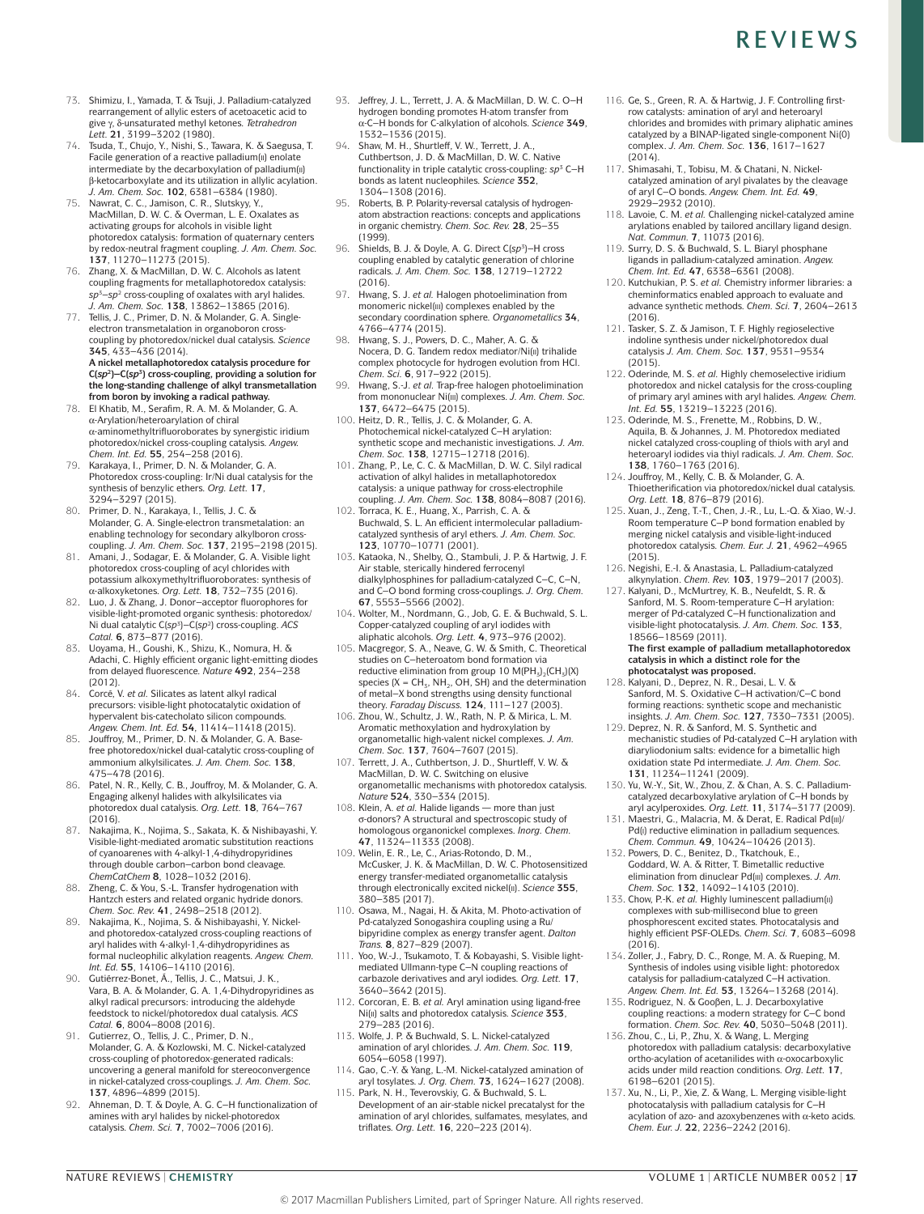73. Shimizu, I., Yamada, T. & Tsuji, J. Palladium-catalyzed rearrangement of allylic esters of acetoacetic acid to give γ, δ-unsaturated methyl ketones. *Tetrahedron Lett.* **21**, 3199–3202 (1980).
74. Tsuda, T., Chujo, Y., Nishi, S., Tawara, K. & Saegusa, T. Facile generation of a reactive palladium(II) enolate intermediate by the decarboxylation of palladium(II) β-ketocarboxylate and its utilization in allylic acylation. *J. Am. Chem. Soc.* **102**, 6381–6384 (1980).
75. Nawrat, C. C., Jamison, C. R., Slutskyy, Y., MacMillan, D. W. C. & Overman, L. E. Oxalates as activating groups for alcohols in visible light photoredox catalysis: formation of quaternary centers by redox-neutral fragment coupling. *J. Am. Chem. Soc.* **137**, 11270–11273 (2015).
76. Zhang, X. & MacMillan, D. W. C. Alcohols as latent coupling fragments for metallaphotoredox catalysis: $sp^3$–$sp^2$ cross-coupling of oxalates with aryl halides. *J. Am. Chem. Soc.* **138**, 13862–13865 (2016).
77. Tellis, J. C., Primer, D. N. & Molander, G. A. Single-electron transmetalation in organoboron cross-coupling by photoredox/nickel dual catalysis. *Science* **345**, 433–436 (2014).
**A nickel metallaphotoredox catalysis procedure for C($sp^2$)–C($sp^3$) cross-coupling, providing a solution for the long-standing challenge of alkyl transmetallation from boron by invoking a radical pathway.**
78. El Khatib, M., Serafim, R. A. M. & Molander, G. A. α-Arylation/heteroarylation of chiral α-aminomethyltrifluoroborates by synergistic iridium photoredox/nickel cross-coupling catalysis. *Angew. Chem. Int. Ed.* **55**, 254–258 (2016).
79. Karakaya, I., Primer, D. N. & Molander, G. A. Photoredox cross-coupling: Ir/Ni dual catalysis for the synthesis of benzylic ethers. *Org. Lett.* **17**, 3294–3297 (2015).
80. Primer, D. N., Karakaya, I., Tellis, J. C. & Molander, G. A. Single-electron transmetalation: an enabling technology for secondary alkylboron cross-coupling. *J. Am. Chem. Soc.* **137**, 2195–2198 (2015).
81. Amani, J., Sodagar, E. & Molander, G. A. Visible light photoredox cross-coupling of acyl chlorides with potassium alkoxymethyltrifluoroborates: synthesis of α-alkoxyketones. *Org. Lett.* **18**, 732–735 (2016).
82. Luo, J. & Zhang, J. Donor–acceptor fluorophores for visible-light-promoted organic synthesis: photoredox/Ni dual catalytic C($sp^3$)–C($sp^2$) cross-coupling. *ACS Catal.* **6**, 873–877 (2016).
83. Uoyama, H., Goushi, K., Shizu, K., Nomura, H. & Adachi, C. Highly efficient organic light-emitting diodes from delayed fluorescence. *Nature* **492**, 234–238 (2012).
84. Corcé, V. *et al.* Silicates as latent alkyl radical precursors: visible-light photocatalytic oxidation of hypervalent bis-catecholato silicon compounds. *Angew. Chem. Int. Ed.* **54**, 11414–11418 (2015).
85. Jouffroy, M., Primer, D. N. & Molander, G. A. Base-free photoredox/nickel dual-catalytic cross-coupling of ammonium alkylsilicates. *J. Am. Chem. Soc.* **138**, 475–478 (2016).
86. Patel, N. R., Kelly, C. B., Jouffroy, M. & Molander, G. A. Engaging alkenyl halides with alkylsilicates via photoredox dual catalysis. *Org. Lett.* **18**, 764–767 (2016).
87. Nakajima, K., Nojima, S., Sakata, K. & Nishibayashi, Y. Visible-light-mediated aromatic substitution reactions of cyanoarenes with 4-alkyl-1,4-dihydropyridines through double carbon–carbon bond cleavage. *ChemCatChem* **8**, 1028–1032 (2016).
88. Zheng, C. & You, S.-L. Transfer hydrogenation with Hantzch esters and related organic hydride donors. *Chem. Soc. Rev.* **41**, 2498–2518 (2012).
89. Nakajima, K., Nojima, S. & Nishibayashi, Y. Nickel- and photoredox-catalyzed cross-coupling reactions of aryl halides with 4-alkyl-1,4-dihydropyridines as formal nucleophilic alkylation reagents. *Angew. Chem. Int. Ed.* **55**, 14106–14110 (2016).
90. Gutiérrez-Bonet, Á., Tellis, J. C., Matsui, J. K., Vara, B. A. & Molander, G. A. 1,4-Dihydropyridines as alkyl radical precursors: introducing the aldehyde feedstock to nickel/photoredox dual catalysis. *ACS Catal.* **6**, 8004–8008 (2016).
91. Gutierrez, O., Tellis, J. C., Primer, D. N., Molander, G. A. & Kozlowski, M. C. Nickel-catalyzed cross-coupling of photoredox-generated radicals: uncovering a general manifold for stereoconvergence in nickel-catalyzed cross-couplings. *J. Am. Chem. Soc.* **137**, 4896–4899 (2015).
92. Ahneman, D. T. & Doyle, A. G. C–H functionalization of amines with aryl halides by nickel-photoredox catalysis. *Chem. Sci.* **7**, 7002–7006 (2016).
93. Jeffrey, J. L., Terrett, J. A. & MacMillan, D. W. C. O–H hydrogen bonding promotes H-atom transfer from α-C–H bonds for C-alkylation of alcohols. *Science* **349**, 1532–1536 (2015).
94. Shaw, M. H., Shurtleff, V. W., Terrett, J. A., Cuthbertson, J. D. & MacMillan, D. W. C. Native functionality in triple catalytic cross-coupling: $sp^3$ C–H bonds as latent nucleophiles. *Science* **352**, 1304–1308 (2016).
95. Roberts, B. P. Polarity-reversal catalysis of hydrogen-atom abstraction reactions: concepts and applications in organic chemistry. *Chem. Soc. Rev.* **28**, 25–35 (1999).
96. Shields, B. J. & Doyle, A. G. Direct C($sp^3$)–H cross coupling enabled by catalytic generation of chlorine radicals. *J. Am. Chem. Soc.* **138**, 12719–12722 (2016).
97. Hwang, S. J. *et al.* Halogen photoelimination from monomeric nickel(III) complexes enabled by the secondary coordination sphere. *Organometallics* **34**, 4766–4774 (2015).
98. Hwang, S. J., Powers, D. C., Maher, A. G. & Nocera, D. G. Tandem redox mediator/Ni(II) trihalide complex photocycle for hydrogen evolution from HCl. *Chem. Sci.* **6**, 917–922 (2015).
99. Hwang, S.-J. *et al.* Trap-free halogen photoelimination from mononuclear Ni(III) complexes. *J. Am. Chem. Soc.* **137**, 6472–6475 (2015).
100. Heitz, D. R., Tellis, J. C. & Molander, G. A. Photochemical nickel-catalyzed C–H arylation: synthetic scope and mechanistic investigations. *J. Am. Chem. Soc.* **138**, 12715–12718 (2016).
101. Zhang, P., Le, C. C. & MacMillan, D. W. C. Silyl radical activation of alkyl halides in metallaphotoredox catalysis: a unique pathway for cross-electrophile coupling. *J. Am. Chem. Soc.* **138**, 8084–8087 (2016).
102. Torraca, K. E., Huang, X., Parrish, C. A. & Buchwald, S. L. An efficient intermolecular palladium-catalyzed synthesis of aryl ethers. *J. Am. Chem. Soc.* **123**, 10770–10771 (2001).
103. Kataoka, N., Shelby, Q., Stambuli, J. P. & Hartwig, J. F. Air stable, sterically hindered ferrocenyl dialkylphosphines for palladium-catalyzed C–C, C–N, and C–O bond forming cross-couplings. *J. Org. Chem.* **67**, 5553–5566 (2002).
104. Wolter, M., Nordmann, G., Job, G. E. & Buchwald, S. L. Copper-catalyzed coupling of aryl iodides with aliphatic alcohols. *Org. Lett.* **4**, 973–976 (2002).
105. Macgregor, S. A., Neave, G. W. & Smith, C. Theoretical studies on C–heteroatom bond formation via reductive elimination from group 10 $M(PH_3)_2(CH_3)(X)$ species ($X = CH_3$, $NH_2$, OH, SH) and the determination of metal–X bond strengths using density functional theory. *Faraday Discuss.* **124**, 111–127 (2003).
106. Zhou, W., Schultz, J. W., Rath, N. P. & Mirica, L. M. Aromatic methoxylation and hydroxylation by organometallic high-valent nickel complexes. *J. Am. Chem. Soc.* **137**, 7604–7607 (2015).
107. Terrett, J. A., Cuthbertson, J. D., Shurtleff, V. W. & MacMillan, D. W. C. Switching on elusive organometallic mechanisms with photoredox catalysis. *Nature* **524**, 330–334 (2015).
108. Klein, A. *et al.* Halide ligands — more than just σ-donors? A structural and spectroscopic study of homologous organonickel complexes. *Inorg. Chem.* **47**, 11324–11333 (2008).
109. Welin, E. R., Le, C., Arias-Rotondo, D. M., McCusker, J. K. & MacMillan, D. W. C. Photosensitized energy transfer-mediated organometallic catalysis through electronically excited nickel(II). *Science* **355**, 380–385 (2017).
110. Osawa, M., Nagai, H. & Akita, M. Photo-activation of Pd-catalyzed Sonogashira coupling using a Ru/bipyridine complex as energy transfer agent. *Dalton Trans.* **8**, 827–829 (2007).
111. Yoo, W.-J., Tsukamoto, T. & Kobayashi, S. Visible light-mediated Ullmann-type C–N coupling reactions of carbazole derivatives and aryl iodides. *Org. Lett.* **17**, 3640–3642 (2015).
112. Corcoran, E. B. *et al.* Aryl amination using ligand-free Ni(II) salts and photoredox catalysis. *Science* **353**, 279–283 (2016).
113. Wolfe, J. P. & Buchwald, S. L. Nickel-catalyzed amination of aryl chlorides. *J. Am. Chem. Soc.* **119**, 6054–6058 (1997).
114. Gao, C.-Y. & Yang, L.-M. Nickel-catalyzed amination of aryl tosylates. *J. Org. Chem.* **73**, 1624–1627 (2008).
115. Park, N. H., Teverovskiy, G. & Buchwald, S. L. Development of an air-stable nickel precatalyst for the amination of aryl chlorides, sulfamates, mesylates, and triflates. *Org. Lett.* **16**, 220–223 (2014).
116. Ge, S., Green, R. A. & Hartwig, J. F. Controlling first-row catalysts: amination of aryl and heteroaryl chlorides and bromides with primary aliphatic amines catalyzed by a BINAP-ligated single-component Ni(0) complex. *J. Am. Chem. Soc.* **136**, 1617–1627 (2014).
117. Shimasahi, T., Tobisu, M. & Chatani, N. Nickel-catalyzed amination of aryl pivalates by the cleavage of aryl C–O bonds. *Angew. Chem. Int. Ed.* **49**, 2929–2932 (2010).
118. Lavoie, C. M. *et al.* Challenging nickel-catalyzed amine arylations enabled by tailored ancillary ligand design. *Nat. Commun.* **7**, 11073 (2016).
119. Surry, D. S. & Buchwald, S. L. Biaryl phosphane ligands in palladium-catalyzed amination. *Angew. Chem. Int. Ed.* **47**, 6338–6361 (2008).
120. Kutchukian, P. S. *et al.* Chemistry informer libraries: a cheminformatics enabled approach to evaluate and advance synthetic methods. *Chem. Sci.* **7**, 2604–2613 (2016).
121. Tasker, S. Z. & Jamison, T. F. Highly regioselective indoline synthesis under nickel/photoredox dual catalysis *J. Am. Chem. Soc.* **137**, 9531–9534 (2015).
122. Oderinde, M. S. *et al.* Highly chemoselective iridium photoredox and nickel catalysis for the cross-coupling of primary aryl amines with aryl halides. *Angew. Chem. Int. Ed.* **55**, 13219–13223 (2016).
123. Oderinde, M. S., Frenette, M., Robbins, D. W., Aquila, B. & Johannes, J. M. Photoredox mediated nickel catalyzed cross-coupling of thiols with aryl and heteroaryl iodides via thiyl radicals. *J. Am. Chem. Soc.* **138**, 1760–1763 (2016).
124. Jouffroy, M., Kelly, C. B. & Molander, G. A. Thioetherification via photoredox/nickel dual catalysis. *Org. Lett.* **18**, 876–879 (2016).
125. Xuan, J., Zeng, T.-T., Chen, J.-R., Lu, L.-Q. & Xiao, W.-J. Room temperature C–P bond formation enabled by merging nickel catalysis and visible-light-induced photoredox catalysis. *Chem. Eur. J.* **21**, 4962–4965 (2015).
126. Negishi, E.-I. & Anastasia, L. Palladium-catalyzed alkynylation. *Chem. Rev.* **103**, 1979–2017 (2003).
127. Kalyani, D., McMurtrey, K. B., Neufeldt, S. R. & Sanford, M. S. Room-temperature C–H arylation: merger of Pd-catalyzed C–H functionalization and visible-light photocatalysis. *J. Am. Chem. Soc.* **133**, 18566–18569 (2011).
**The first example of palladium metallaphotoredox catalysis in which a distinct role for the photocatalyst was proposed.**
128. Kalyani, D., Deprez, N. R., Desai, L. V. & Sanford, M. S. Oxidative C–H activation/C–C bond forming reactions: synthetic scope and mechanistic insights. *J. Am. Chem. Soc.* **127**, 7330–7331 (2005).
129. Deprez, N. R. & Sanford, M. S. Synthetic and mechanistic studies of Pd-catalyzed C–H arylation with diaryliodonium salts: evidence for a bimetallic high oxidation state Pd intermediate. *J. Am. Chem. Soc.* **131**, 11234–11241 (2009).
130. Yu, W.-Y., Sit, W., Zhou, Z. & Chan, A. S. C. Palladium-catalyzed decarboxylative arylation of C–H bonds by aryl acylperoxides. *Org. Lett.* **11**, 3174–3177 (2009).
131. Maestri, G., Malacria, M. & Derat, E. Radical Pd(III)/Pd(I) reductive elimination in palladium sequences. *Chem. Commun.* **49**, 10424–10426 (2013).
132. Powers, D. C., Benitez, D., Tkatchouk, E., Goddard, W. A. & Ritter, T. Bimetallic reductive elimination from dinuclear Pd(III) complexes. *J. Am. Chem. Soc.* **132**, 14092–14103 (2010).
133. Chow, P.-K. *et al.* Highly luminescent palladium(II) complexes with sub-millisecond blue to green phosphorescent excited states. Photocatalysis and highly efficient PSF-OLEDs. *Chem. Sci.* **7**, 6083–6098 (2016).
134. Zoller, J., Fabry, D. C., Ronge, M. A. & Rueping, M. Synthesis of indoles using visible light: photoredox catalysis for palladium-catalyzed C–H activation. *Angew. Chem. Int. Ed.* **53**, 13264–13268 (2014).
135. Rodriguez, N. & Gooβen, L. J. Decarboxylative coupling reactions: a modern strategy for C–C bond formation. *Chem. Soc. Rev.* **40**, 5030–5048 (2011).
136. Zhou, C., Li, P., Zhu, X. & Wang, L. Merging photoredox with palladium catalysis: decarboxylative ortho-acylation of acetanilides with α-oxocarboxylic acids under mild reaction conditions. *Org. Lett.* **17**, 6198–6201 (2015).
137. Xu, N., Li, P., Xie, Z. & Wang, L. Merging visible-light photocatalysis with palladium catalysis for C–H acylation of azo- and azoxybenzenes with α-keto acids. *Chem. Eur. J.* **22**, 2236–2242 (2016).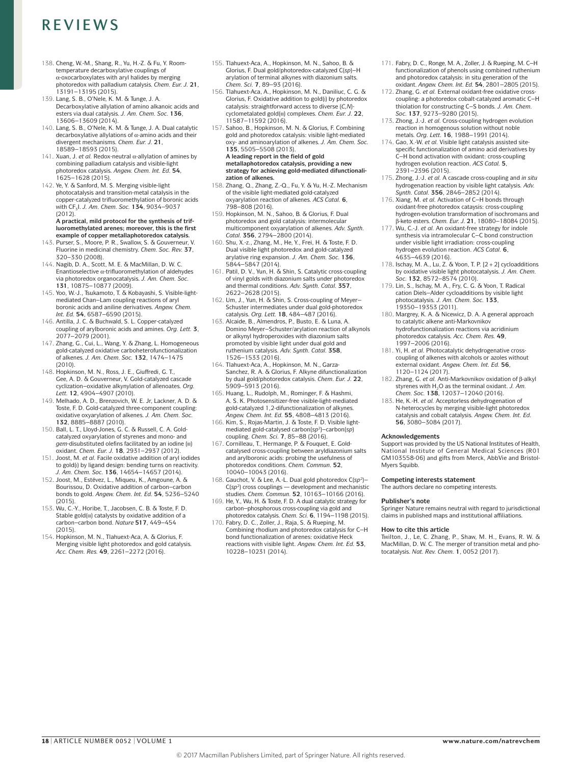138. Cheng, W.-M., Shang, R., Yu, H.-Z. & Fu, Y. Room-temperature decarboxylative couplings of α-oxocarboxylates with aryl halides by merging photoredox with palladium catalysis. *Chem. Eur. J.* **21**, 13191–13195 (2015).
139. Lang, S. B., O'Nele, K. M. & Tunge, J. A. Decarboxylative allylation of amino alkanoic acids and esters via dual catalysis. *J. Am. Chem. Soc.* **136**, 13606–13609 (2014).
140. Lang, S. B., O'Nele, K. M. & Tunge, J. A. Dual catalytic decarboxylative allylations of α-amino acids and their divergent mechanisms. *Chem. Eur. J.* **21**, 18589–18593 (2015).
141. Xuan, J. *et al.* Redox-neutral α-allylation of amines by combining palladium catalysis and visible-light photoredox catalysis. *Angew. Chem. Int. Ed.* **54**, 1625–1628 (2015).
142. Ye, Y. & Sanford, M. S. Merging visible-light photocatalysis and transition-metal catalysis in the copper-catalyzed trifluoromethylation of boronic acids with $CF_3I$. *J. Am. Chem. Soc.* **134**, 9034–9037 (2012).
**A practical, mild protocol for the synthesis of trifluoromethylated arenes; moreover, this is the first example of copper metallaphotoredox catalysis.**
143. Purser, S., Moore, P. R., Swallow, S. & Gouverneur, V. Fluorine in medicinal chemistry. *Chem. Soc. Rev.* **37**, 320–330 (2008).
144. Nagib, D. A., Scott, M. E. & MacMillan, D. W. C. Enantioselective α-trifluoromethylation of aldehydes via photoredox organocatalysis. *J. Am. Chem. Soc.* **131**, 10875–10877 (2009).
145. Yoo, W.-J., Tsukamoto, T. & Kobayashi, S. Visible-light-mediated Chan–Lam coupling reactions of aryl boronic acids and aniline derivatives. *Angew. Chem. Int. Ed.* **54**, 6587–6590 (2015).
146. Antilla, J. C. & Buchwald, S. L. Copper-catalyzed coupling of arylboronic acids and amines. *Org. Lett.* **3**, 2077–2079 (2001).
147. Zhang, G., Cui, L., Wang, Y. & Zhang, L. Homogeneous gold-catalyzed oxidative carboheterofunctionalization of alkenes. *J. Am. Chem. Soc.* **132**, 1474–1475 (2010).
148. Hopkinson, M. N., Ross, J. E., Giuffredi, G. T., Gee, A. D. & Gouverneur, V. Gold-catalyzed cascade cyclization–oxidative alkynylation of allenoates. *Org. Lett.* **12**, 4904–4907 (2010).
149. Melhado, A. D., Brenzovich, W. E. Jr, Lackner, A. D. & Toste, F. D. Gold-catalyzed three-component coupling: oxidative oxyarylation of alkenes. *J. Am. Chem. Soc.* **132**, 8885–8887 (2010).
150. Ball, L. T., Lloyd-Jones, G. C. & Russell, C. A. Gold-catalyzed oxyarylation of styrenes and mono- and *gem*-disubstituted olefins facilitated by an iodine (III) oxidant. *Chem. Eur. J.* **18**, 2931–2937 (2012).
151. Joost, M. *et al.* Facile oxidative addition of aryl iodides to gold(I) by ligand design: bending turns on reactivity. *J. Am. Chem. Soc.* **136**, 14654–14657 (2014).
152. Joost, M., Estévez, L., Miqueu, K., Amgoune, A. & Bourissou, D. Oxidative addition of carbon–carbon bonds to gold. *Angew. Chem. Int. Ed.* **54**, 5236–5240 (2015).
153. Wu, C.-Y., Horibe, T., Jacobsen, C. B. & Toste, F. D. Stable gold(III) catalysts by oxidative addition of a carbon–carbon bond. *Nature* **517**, 449–454 (2015).
154. Hopkinson, M. N., Tlahuext-Aca, A. & Glorius, F. Merging visible light photoredox and gold catalysis. *Acc. Chem. Res.* **49**, 2261–2272 (2016).
155. Tlahuext-Aca, A., Hopkinson, M. N., Sahoo, B. & Glorius, F. Dual gold/photoredox-catalyzed C(*sp*)–H arylation of terminal alkynes with diazonium salts. *Chem. Sci.* **7**, 89–93 (2016).
156. Tlahuext-Aca, A., Hopkinson, M. N., Daniliuc, C. G. & Glorius, F. Oxidative addition to gold(I) by photoredox catalysis: straightforward access to diverse (*C,N*)-cyclometalated gold(III) complexes. *Chem. Eur. J.* **22**, 11587–11592 (2016).
157. Sahoo, B., Hopkinson, M. N. & Glorius, F. Combining gold and photoredox catalysis: visible light-mediated oxy- and aminoarylation of alkenes. *J. Am. Chem. Soc.* **135**, 5505–5508 (2013).
**A leading report in the field of gold metallaphotoredox catalysis, providing a new strategy for achieving gold-mediated difunctionalization of alkenes.**
158. Zhang, Q., Zhang, Z.-Q., Fu, Y. & Yu, H.-Z. Mechanism of the visible light-mediated gold-catalyzed oxyarylation reaction of alkenes. *ACS Catal.* **6**, 798–808 (2016).
159. Hopkinson, M. N., Sahoo, B. & Glorius, F. Dual photoredox and gold catalysis: intermolecular multicomponent oxyarylation of alkenes. *Adv. Synth. Catal.* **356**, 2794–2800 (2014).
160. Shu, X.-z., Zhang, M., He, Y., Frei, H. & Toste, F. D. Dual visible light photoredox and gold-catalyzed arylative ring expansion. *J. Am. Chem. Soc.* **136**, 5844–5847 (2014).
161. Patil, D. V., Yun, H. & Shin, S. Catalytic cross-coupling of vinyl golds with diazonium salts under photoredox and thermal conditions. *Adv. Synth. Catal.* **357**, 2622–2628 (2015).
162. Um, J., Yun, H. & Shin, S. Cross-coupling of Meyer–Schuster intermediates under dual gold-photoredox catalysis. *Org. Lett.* **18**, 484–487 (2016).
163. Alcaide, B., Almendros, P., Busto, E. & Luna, A. Domino Meyer–Schuster/arylation reaction of alkynols or alkynyl hydroperoxides with diazonium salts promoted by visible light under dual gold and ruthenium catalysis. *Adv. Synth. Catal.* **358**, 1526–1533 (2016).
164. Tlahuext-Aca, A., Hopkinson, M. N., Garza-Sanchez, R. A. & Glorius, F. Alkyne difunctionalization by dual gold/photoredox catalysis. *Chem. Eur. J.* **22**, 5909–5913 (2016).
165. Huang, L., Rudolph, M., Rominger, F. & Hashmi, A. S. K. Photosensitizer-free visible-light-mediated gold-catalyzed 1,2-difunctionalization of alkynes. *Angew. Chem. Int. Ed.* **55**, 4808–4813 (2016).
166. Kim, S., Rojas-Martin, J. & Toste, F. D. Visible light-mediated gold-catalysed carbon($sp^2$)–carbon(*sp*) coupling. *Chem. Sci.* **7**, 85–88 (2016).
167. Cornilleau, T., Hermange, P. & Fouquet, E. Gold-catalysed cross-coupling between aryldiazonium salts and arylboronic acids: probing the usefulness of photoredox conditions. *Chem. Commun.* **52**, 10040–10043 (2016).
168. Gauchot, V. & Lee, A.-L. Dual gold photoredox C($sp^2$)–C($sp^2$) cross couplings — development and mechanistic studies. *Chem. Commun.* **52**, 10163–10166 (2016).
169. He, Y., Wu, H. & Toste, F. D. A dual catalytic strategy for carbon–phosphorous cross-coupling via gold and photoredox catalysis. *Chem. Sci.* **6**, 1194–1198 (2015).
170. Fabry, D. C., Zoller, J., Raja, S. & Rueping, M. Combining rhodium and photoredox catalysis for C–H bond functionalization of arenes: oxidative Heck reactions with visible light. *Angew. Chem. Int. Ed.* **53**, 10228–10231 (2014).
171. Fabry, D. C., Ronge, M. A., Zoller, J. & Rueping, M. C–H functionalization of phenols using combined ruthenium and photoredox catalysis: in situ generation of the oxidant. *Angew. Chem. Int. Ed.* **54**, 2801–2805 (2015).
172. Zhang, G. *et al.* External oxidant-free oxidative cross-coupling: a photoredox cobalt-catalyzed aromatic C–H thiolation for constructing C–S bonds. *J. Am. Chem. Soc.* **137**, 9273–9280 (2015).
173. Zhong, J.-J. *et al.* Cross-coupling hydrogen evolution reaction in homogeneous solution without noble metals. *Org. Lett.* **16**, 1988–1991 (2014).
174. Gao, X.-W. *et al.* Visible light catalysis assisted site-specific functionalization of amino acid derivatives by C–H bond activation with oxidant: cross-coupling hydrogen evolution reaction. *ACS Catal.* **5**, 2391–2396 (2015).
175. Zhong, J.-J. *et al.* A cascade cross-coupling and *in situ* hydrogenation reaction by visible light catalysis. *Adv. Synth. Catal.* **356**, 2846–2852 (2014).
176. Xiang, M. *et al.* Activation of C–H bonds through oxidant-free photoredox catalysis: cross-coupling hydrogen-evolution transformation of isochromans and β-keto esters. *Chem. Eur. J.* **21**, 18080–18084 (2015).
177. Wu, C.-J. *et al.* An oxidant-free strategy for indole synthesis via intramolecular C–C bond construction under visible light irradiation: cross-coupling hydrogen evolution reaction. *ACS Catal.* **6**, 4635–4639 (2016).
178. Ischay, M. A., Lu, Z. & Yoon, T. P. [2 + 2] cycloadditions by oxidative visible light photocatalysis. *J. Am. Chem. Soc.* **132**, 8572–8574 (2010).
179. Lin, S., Ischay, M. A., Fry, C. G. & Yoon, T. Radical cation Diels–Alder cycloadditions by visible light photocatalysis. *J. Am. Chem. Soc.* **133**, 19350–19353 (2011).
180. Margrey, K. A. & Nicewicz, D. A. A general approach to catalytic alkene anti-Markovnikov hydrofunctionalization reactions via acridinium photoredox catalysis. *Acc. Chem. Res.* **49**, 1997–2006 (2016).
181. Yi, H. *et al.* Photocatalytic dehydrogenative cross-coupling of alkenes with alcohols or azoles without external oxidant. *Angew. Chem. Int. Ed.* **56**, 1120–1124 (2017).
182. Zhang, G. *et al.* Anti-Markovnikov oxidation of β-alkyl styrenes with $H_2O$ as the terminal oxidant. *J. Am. Chem. Soc.* **138**, 12037–12040 (2016).
183. He, K.-H. *et al.* Acceptorless dehydrogenation of N-heterocycles by merging visible-light photoredox catalysis and cobalt catalysis. *Angew. Chem. Int. Ed.* **56**, 3080–3084 (2017).

### Acknowledgements

Support was provided by the US National Institutes of Health, National Institute of General Medical Sciences (R01 GM103558-06) and gifts from Merck, AbbVie and Bristol-Myers Squibb.

### Competing interests statement

The authors declare no competing interests.

### Publisher's note

Springer Nature remains neutral with regard to jurisdictional claims in published maps and institutional affiliations.

### How to cite this article

Twilton, J., Le, C. Zhang, P., Shaw, M. H., Evans, R. W. & MacMillan, D. W. C. The merger of transition metal and photocatalysis. *Nat. Rev. Chem.* **1**, 0052 (2017).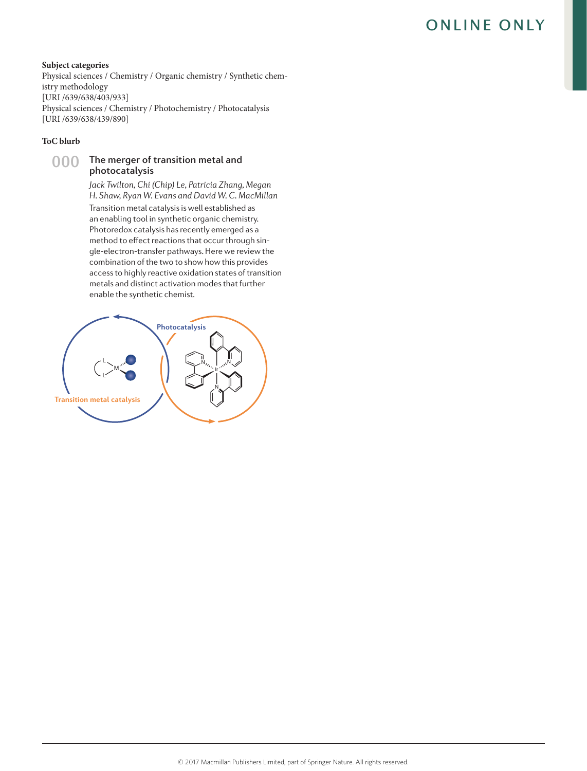**Subject categories**

Physical sciences / Chemistry / Organic chemistry / Synthetic chemistry methodology
[URI /639/638/403/933]
Physical sciences / Chemistry / Photochemistry / Photocatalysis
[URI /639/638/439/890]

**ToC blurb**

000 **The merger of transition metal and photocatalysis**

*Jack Twilton, Chi (Chip) Le, Patricia Zhang, Megan H. Shaw, Ryan W. Evans and David W. C. MacMillan*

Transition metal catalysis is well established as an enabling tool in synthetic organic chemistry. Photoredox catalysis has recently emerged as a method to effect reactions that occur through single-electron-transfer pathways. Here we review the combination of the two to show how this provides access to highly reactive oxidation states of transition metals and distinct activation modes that further enable the synthetic chemist.

Photocatalysis

Transition metal catalysis